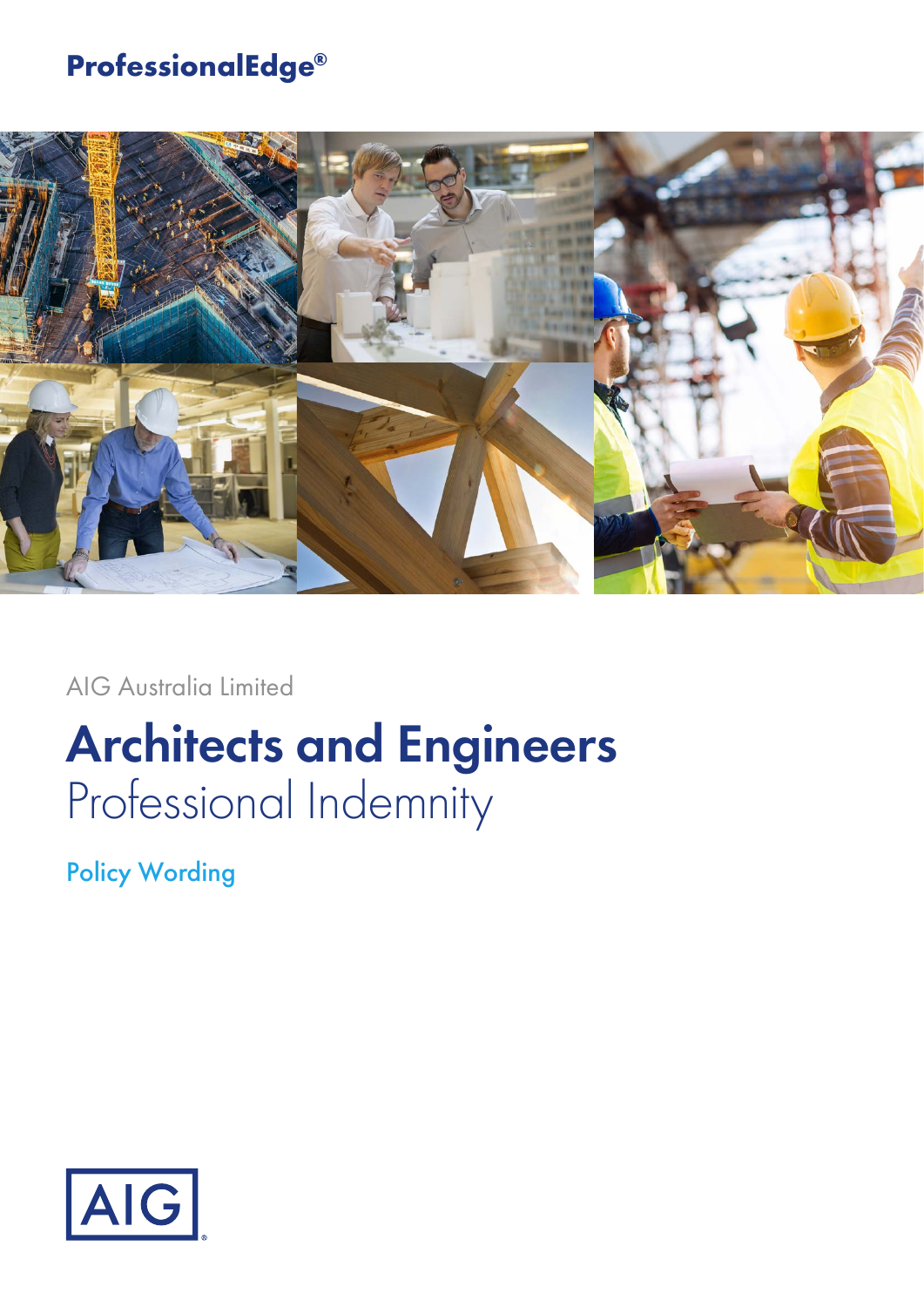**ProfessionalEdge®**

AIG Australia Limited

# Architects and Engineers
## Professional Indemnity

Policy Wording

AIG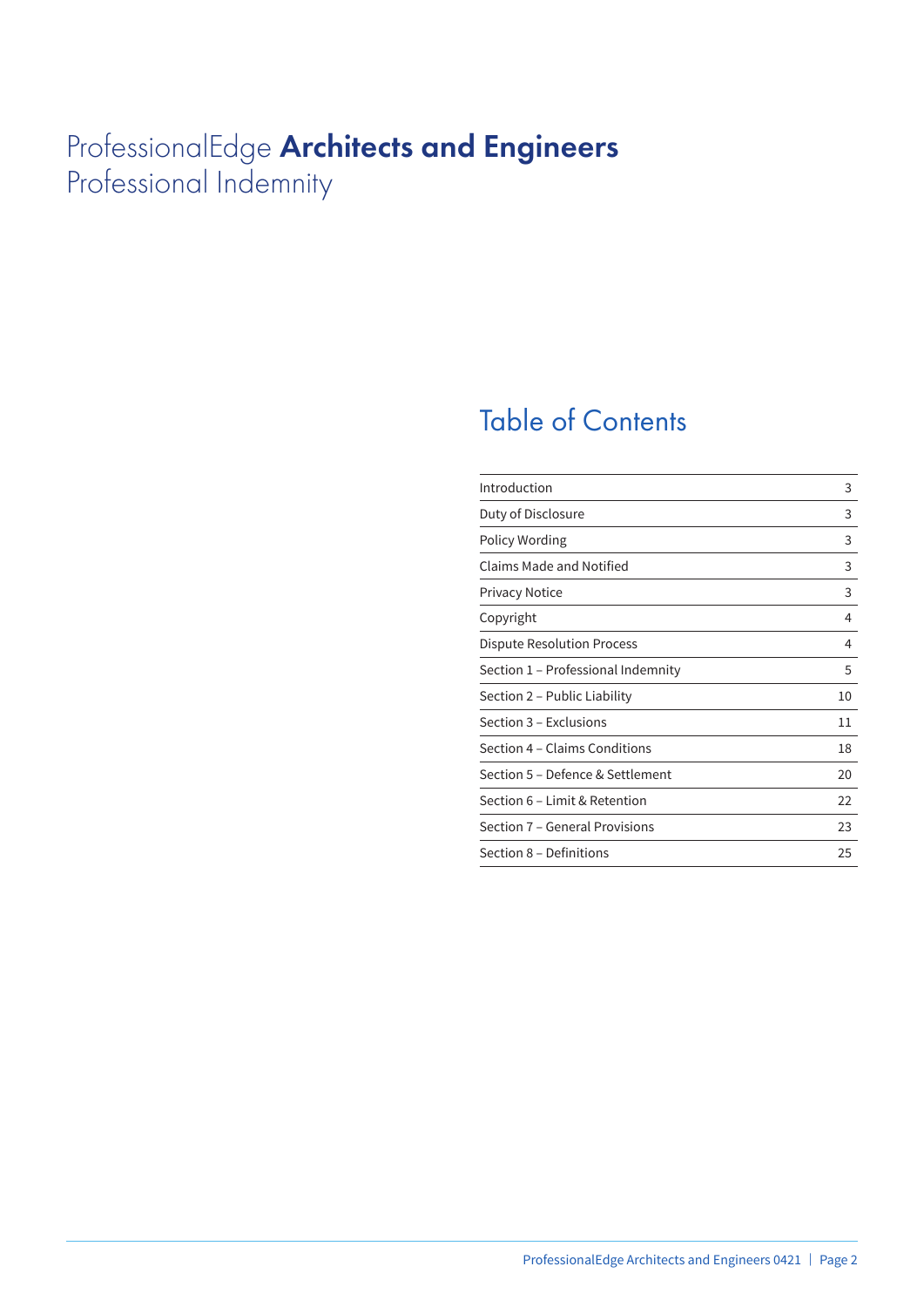# ProfessionalEdge **Architects and Engineers** Professional Indemnity

## Table of Contents

| | |
|---|---|
| Introduction | 3 |
| Duty of Disclosure | 3 |
| Policy Wording | 3 |
| Claims Made and Notified | 3 |
| Privacy Notice | 3 |
| Copyright | 4 |
| Dispute Resolution Process | 4 |
| Section 1 – Professional Indemnity | 5 |
| Section 2 – Public Liability | 10 |
| Section 3 – Exclusions | 11 |
| Section 4 – Claims Conditions | 18 |
| Section 5 – Defence & Settlement | 20 |
| Section 6 – Limit & Retention | 22 |
| Section 7 – General Provisions | 23 |
| Section 8 – Definitions | 25 |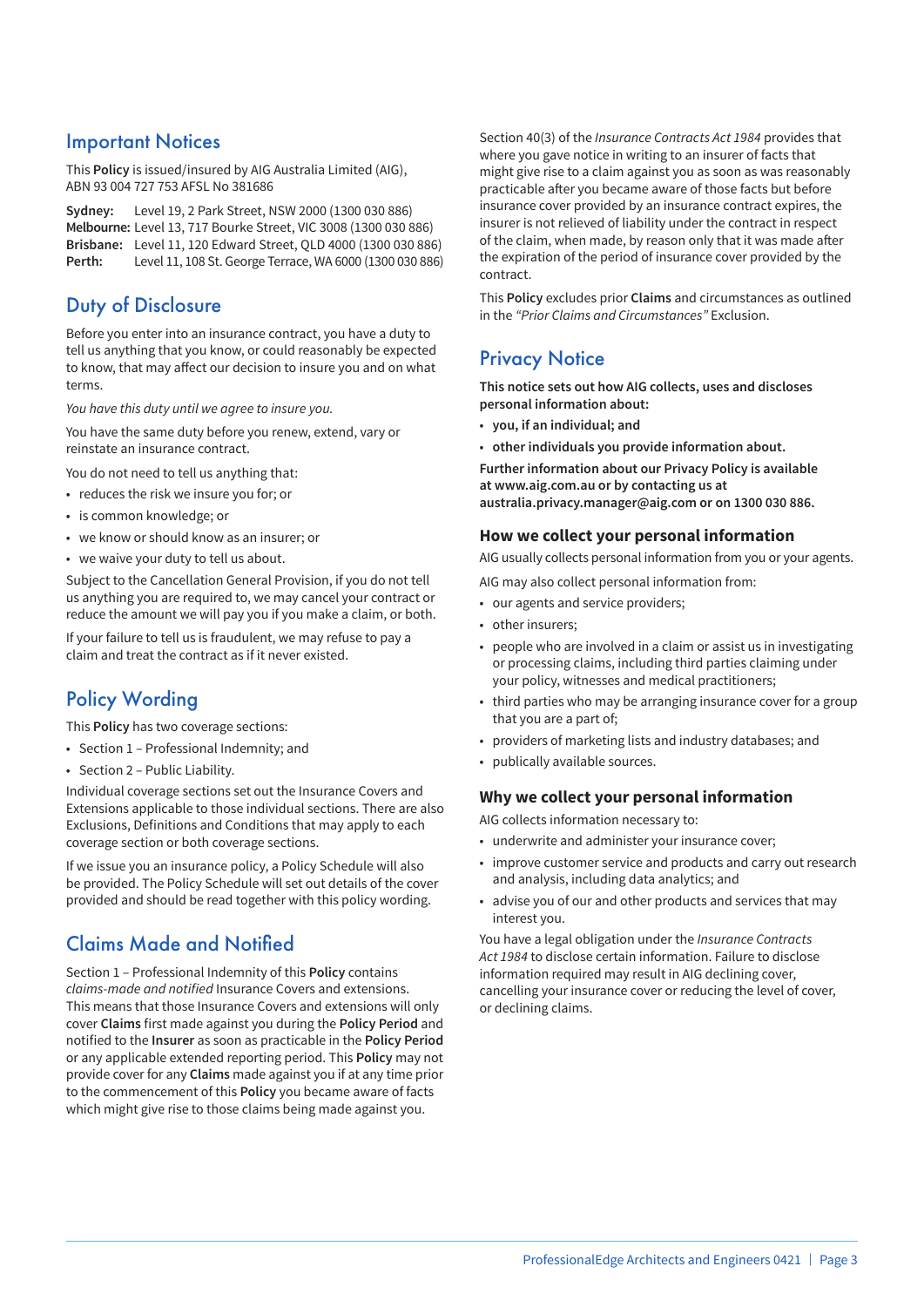## Important Notices

This **Policy** is issued/insured by AIG Australia Limited (AIG), ABN 93 004 727 753 AFSL No 381686

**Sydney:** Level 19, 2 Park Street, NSW 2000 (1300 030 886)
**Melbourne:** Level 13, 717 Bourke Street, VIC 3008 (1300 030 886)
**Brisbane:** Level 11, 120 Edward Street, QLD 4000 (1300 030 886)
**Perth:** Level 11, 108 St. George Terrace, WA 6000 (1300 030 886)

## Duty of Disclosure

Before you enter into an insurance contract, you have a duty to tell us anything that you know, or could reasonably be expected to know, that may affect our decision to insure you and on what terms.

*You have this duty until we agree to insure you.*

You have the same duty before you renew, extend, vary or reinstate an insurance contract.

You do not need to tell us anything that:

- reduces the risk we insure you for; or
- is common knowledge; or
- we know or should know as an insurer; or
- we waive your duty to tell us about.

Subject to the Cancellation General Provision, if you do not tell us anything you are required to, we may cancel your contract or reduce the amount we will pay you if you make a claim, or both.

If your failure to tell us is fraudulent, we may refuse to pay a claim and treat the contract as if it never existed.

## Policy Wording

This **Policy** has two coverage sections:

- Section 1 – Professional Indemnity; and
- Section 2 – Public Liability.

Individual coverage sections set out the Insurance Covers and Extensions applicable to those individual sections. There are also Exclusions, Definitions and Conditions that may apply to each coverage section or both coverage sections.

If we issue you an insurance policy, a Policy Schedule will also be provided. The Policy Schedule will set out details of the cover provided and should be read together with this policy wording.

## Claims Made and Notified

Section 1 – Professional Indemnity of this **Policy** contains *claims-made and notified* Insurance Covers and extensions. This means that those Insurance Covers and extensions will only cover **Claims** first made against you during the **Policy Period** and notified to the **Insurer** as soon as practicable in the **Policy Period** or any applicable extended reporting period. This **Policy** may not provide cover for any **Claims** made against you if at any time prior to the commencement of this **Policy** you became aware of facts which might give rise to those claims being made against you.

Section 40(3) of the *Insurance Contracts Act 1984* provides that where you gave notice in writing to an insurer of facts that might give rise to a claim against you as soon as was reasonably practicable after you became aware of those facts but before insurance cover provided by an insurance contract expires, the insurer is not relieved of liability under the contract in respect of the claim, when made, by reason only that it was made after the expiration of the period of insurance cover provided by the contract.

This **Policy** excludes prior **Claims** and circumstances as outlined in the *"Prior Claims and Circumstances"* Exclusion.

## Privacy Notice

**This notice sets out how AIG collects, uses and discloses personal information about:**

- **you, if an individual; and**
- **other individuals you provide information about.**

**Further information about our Privacy Policy is available at www.aig.com.au or by contacting us at australia.privacy.manager@aig.com or on 1300 030 886.**

### How we collect your personal information

AIG usually collects personal information from you or your agents.

AIG may also collect personal information from:

- our agents and service providers;
- other insurers;
- people who are involved in a claim or assist us in investigating or processing claims, including third parties claiming under your policy, witnesses and medical practitioners;
- third parties who may be arranging insurance cover for a group that you are a part of;
- providers of marketing lists and industry databases; and
- publically available sources.

### Why we collect your personal information

AIG collects information necessary to:

- underwrite and administer your insurance cover;
- improve customer service and products and carry out research and analysis, including data analytics; and
- advise you of our and other products and services that may interest you.

You have a legal obligation under the *Insurance Contracts Act 1984* to disclose certain information. Failure to disclose information required may result in AIG declining cover, cancelling your insurance cover or reducing the level of cover, or declining claims.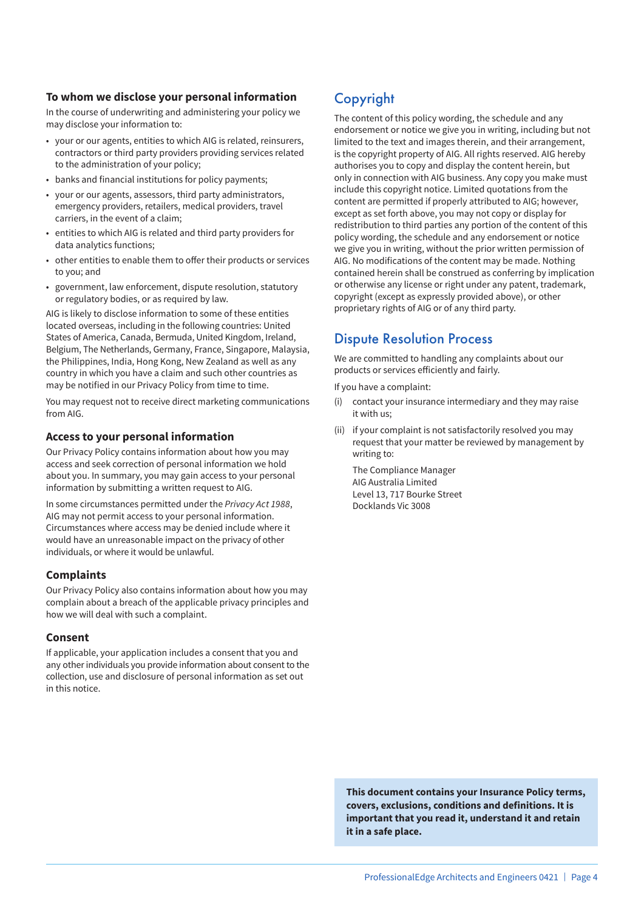### To whom we disclose your personal information

In the course of underwriting and administering your policy we may disclose your information to:

- your or our agents, entities to which AIG is related, reinsurers, contractors or third party providers providing services related to the administration of your policy;
- banks and financial institutions for policy payments;
- your or our agents, assessors, third party administrators, emergency providers, retailers, medical providers, travel carriers, in the event of a claim;
- entities to which AIG is related and third party providers for data analytics functions;
- other entities to enable them to offer their products or services to you; and
- government, law enforcement, dispute resolution, statutory or regulatory bodies, or as required by law.

AIG is likely to disclose information to some of these entities located overseas, including in the following countries: United States of America, Canada, Bermuda, United Kingdom, Ireland, Belgium, The Netherlands, Germany, France, Singapore, Malaysia, the Philippines, India, Hong Kong, New Zealand as well as any country in which you have a claim and such other countries as may be notified in our Privacy Policy from time to time.

You may request not to receive direct marketing communications from AIG.

### Access to your personal information

Our Privacy Policy contains information about how you may access and seek correction of personal information we hold about you. In summary, you may gain access to your personal information by submitting a written request to AIG.

In some circumstances permitted under the *Privacy Act 1988*, AIG may not permit access to your personal information. Circumstances where access may be denied include where it would have an unreasonable impact on the privacy of other individuals, or where it would be unlawful.

### Complaints

Our Privacy Policy also contains information about how you may complain about a breach of the applicable privacy principles and how we will deal with such a complaint.

### Consent

If applicable, your application includes a consent that you and any other individuals you provide information about consent to the collection, use and disclosure of personal information as set out in this notice.

## Copyright

The content of this policy wording, the schedule and any endorsement or notice we give you in writing, including but not limited to the text and images therein, and their arrangement, is the copyright property of AIG. All rights reserved. AIG hereby authorises you to copy and display the content herein, but only in connection with AIG business. Any copy you make must include this copyright notice. Limited quotations from the content are permitted if properly attributed to AIG; however, except as set forth above, you may not copy or display for redistribution to third parties any portion of the content of this policy wording, the schedule and any endorsement or notice we give you in writing, without the prior written permission of AIG. No modifications of the content may be made. Nothing contained herein shall be construed as conferring by implication or otherwise any license or right under any patent, trademark, copyright (except as expressly provided above), or other proprietary rights of AIG or of any third party.

## Dispute Resolution Process

We are committed to handling any complaints about our products or services efficiently and fairly.

If you have a complaint:

(i) contact your insurance intermediary and they may raise it with us;

(ii) if your complaint is not satisfactorily resolved you may request that your matter be reviewed by management by writing to:

The Compliance Manager
AIG Australia Limited
Level 13, 717 Bourke Street
Docklands Vic 3008

**This document contains your Insurance Policy terms, covers, exclusions, conditions and definitions. It is important that you read it, understand it and retain it in a safe place.**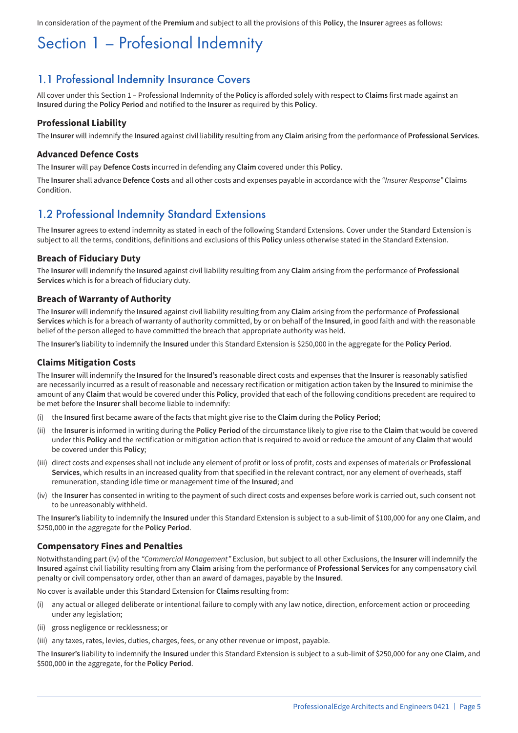In consideration of the payment of the **Premium** and subject to all the provisions of this **Policy**, the **Insurer** agrees as follows:

# Section 1 – Profesional Indemnity

## 1.1 Professional Indemnity Insurance Covers

All cover under this Section 1 – Professional Indemnity of the **Policy** is afforded solely with respect to **Claims** first made against an **Insured** during the **Policy Period** and notified to the **Insurer** as required by this **Policy**.

### Professional Liability

The **Insurer** will indemnify the **Insured** against civil liability resulting from any **Claim** arising from the performance of **Professional Services**.

### Advanced Defence Costs

The **Insurer** will pay **Defence Costs** incurred in defending any **Claim** covered under this **Policy**.

The **Insurer** shall advance **Defence Costs** and all other costs and expenses payable in accordance with the *"Insurer Response"* Claims Condition.

## 1.2 Professional Indemnity Standard Extensions

The **Insurer** agrees to extend indemnity as stated in each of the following Standard Extensions. Cover under the Standard Extension is subject to all the terms, conditions, definitions and exclusions of this **Policy** unless otherwise stated in the Standard Extension.

### Breach of Fiduciary Duty

The **Insurer** will indemnify the **Insured** against civil liability resulting from any **Claim** arising from the performance of **Professional Services** which is for a breach of fiduciary duty.

### Breach of Warranty of Authority

The **Insurer** will indemnify the **Insured** against civil liability resulting from any **Claim** arising from the performance of **Professional Services** which is for a breach of warranty of authority committed, by or on behalf of the **Insured**, in good faith and with the reasonable belief of the person alleged to have committed the breach that appropriate authority was held.

The **Insurer's** liability to indemnify the **Insured** under this Standard Extension is $250,000 in the aggregate for the **Policy Period**.

### Claims Mitigation Costs

The **Insurer** will indemnify the **Insured** for the **Insured's** reasonable direct costs and expenses that the **Insurer** is reasonably satisfied are necessarily incurred as a result of reasonable and necessary rectification or mitigation action taken by the **Insured** to minimise the amount of any **Claim** that would be covered under this **Policy**, provided that each of the following conditions precedent are required to be met before the **Insurer** shall become liable to indemnify:

(i) the **Insured** first became aware of the facts that might give rise to the **Claim** during the **Policy Period**;

(ii) the **Insurer** is informed in writing during the **Policy Period** of the circumstance likely to give rise to the **Claim** that would be covered under this **Policy** and the rectification or mitigation action that is required to avoid or reduce the amount of any **Claim** that would be covered under this **Policy**;

(iii) direct costs and expenses shall not include any element of profit or loss of profit, costs and expenses of materials or **Professional Services**, which results in an increased quality from that specified in the relevant contract, nor any element of overheads, staff remuneration, standing idle time or management time of the **Insured**; and

(iv) the **Insurer** has consented in writing to the payment of such direct costs and expenses before work is carried out, such consent not to be unreasonably withheld.

The **Insurer's** liability to indemnify the **Insured** under this Standard Extension is subject to a sub-limit of $100,000 for any one **Claim**, and $250,000 in the aggregate for the **Policy Period**.

### Compensatory Fines and Penalties

Notwithstanding part (iv) of the *"Commercial Management"* Exclusion, but subject to all other Exclusions, the **Insurer** will indemnify the **Insured** against civil liability resulting from any **Claim** arising from the performance of **Professional Services** for any compensatory civil penalty or civil compensatory order, other than an award of damages, payable by the **Insured**.

No cover is available under this Standard Extension for **Claims** resulting from:

(i) any actual or alleged deliberate or intentional failure to comply with any law notice, direction, enforcement action or proceeding under any legislation;

(ii) gross negligence or recklessness; or

(iii) any taxes, rates, levies, duties, charges, fees, or any other revenue or impost, payable.

The **Insurer's** liability to indemnify the **Insured** under this Standard Extension is subject to a sub-limit of $250,000 for any one **Claim**, and $500,000 in the aggregate, for the **Policy Period**.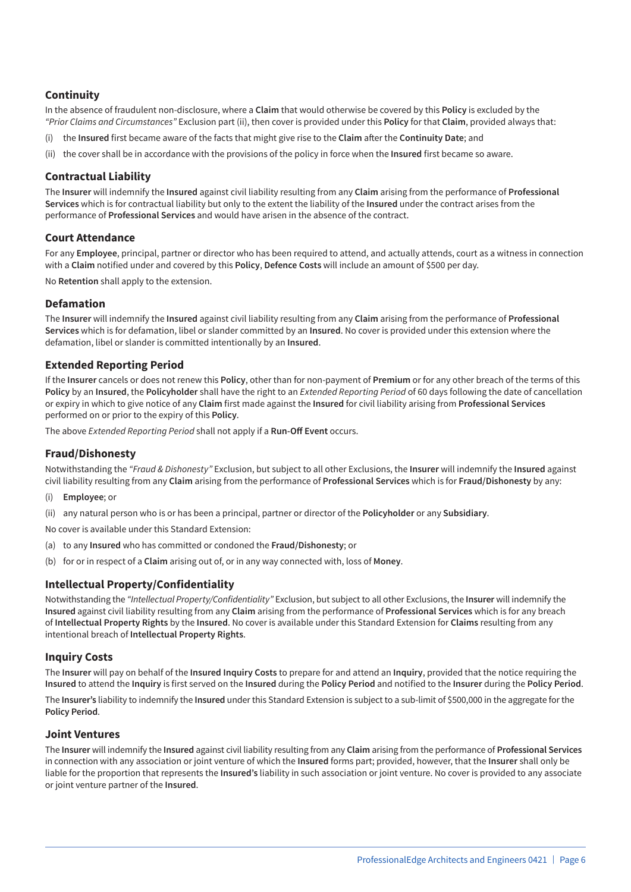### Continuity

In the absence of fraudulent non-disclosure, where a **Claim** that would otherwise be covered by this **Policy** is excluded by the *"Prior Claims and Circumstances"* Exclusion part (ii), then cover is provided under this **Policy** for that **Claim**, provided always that:

(i) the **Insured** first became aware of the facts that might give rise to the **Claim** after the **Continuity Date**; and

(ii) the cover shall be in accordance with the provisions of the policy in force when the **Insured** first became so aware.

### Contractual Liability

The **Insurer** will indemnify the **Insured** against civil liability resulting from any **Claim** arising from the performance of **Professional Services** which is for contractual liability but only to the extent the liability of the **Insured** under the contract arises from the performance of **Professional Services** and would have arisen in the absence of the contract.

### Court Attendance

For any **Employee**, principal, partner or director who has been required to attend, and actually attends, court as a witness in connection with a **Claim** notified under and covered by this **Policy**, **Defence Costs** will include an amount of $500 per day.

No **Retention** shall apply to the extension.

### Defamation

The **Insurer** will indemnify the **Insured** against civil liability resulting from any **Claim** arising from the performance of **Professional Services** which is for defamation, libel or slander committed by an **Insured**. No cover is provided under this extension where the defamation, libel or slander is committed intentionally by an **Insured**.

### Extended Reporting Period

If the **Insurer** cancels or does not renew this **Policy**, other than for non-payment of **Premium** or for any other breach of the terms of this **Policy** by an **Insured**, the **Policyholder** shall have the right to an *Extended Reporting Period* of 60 days following the date of cancellation or expiry in which to give notice of any **Claim** first made against the **Insured** for civil liability arising from **Professional Services** performed on or prior to the expiry of this **Policy**.

The above *Extended Reporting Period* shall not apply if a **Run-Off Event** occurs.

### Fraud/Dishonesty

Notwithstanding the *"Fraud & Dishonesty"* Exclusion, but subject to all other Exclusions, the **Insurer** will indemnify the **Insured** against civil liability resulting from any **Claim** arising from the performance of **Professional Services** which is for **Fraud/Dishonesty** by any:

(i) **Employee**; or

(ii) any natural person who is or has been a principal, partner or director of the **Policyholder** or any **Subsidiary**.

No cover is available under this Standard Extension:

(a) to any **Insured** who has committed or condoned the **Fraud/Dishonesty**; or

(b) for or in respect of a **Claim** arising out of, or in any way connected with, loss of **Money**.

### Intellectual Property/Confidentiality

Notwithstanding the *"Intellectual Property/Confidentiality"* Exclusion, but subject to all other Exclusions, the **Insurer** will indemnify the **Insured** against civil liability resulting from any **Claim** arising from the performance of **Professional Services** which is for any breach of **Intellectual Property Rights** by the **Insured**. No cover is available under this Standard Extension for **Claims** resulting from any intentional breach of **Intellectual Property Rights**.

### Inquiry Costs

The **Insurer** will pay on behalf of the **Insured Inquiry Costs** to prepare for and attend an **Inquiry**, provided that the notice requiring the **Insured** to attend the **Inquiry** is first served on the **Insured** during the **Policy Period** and notified to the **Insurer** during the **Policy Period**.

The **Insurer's** liability to indemnify the **Insured** under this Standard Extension is subject to a sub-limit of $500,000 in the aggregate for the **Policy Period**.

### Joint Ventures

The **Insurer** will indemnify the **Insured** against civil liability resulting from any **Claim** arising from the performance of **Professional Services** in connection with any association or joint venture of which the **Insured** forms part; provided, however, that the **Insurer** shall only be liable for the proportion that represents the **Insured's** liability in such association or joint venture. No cover is provided to any associate or joint venture partner of the **Insured**.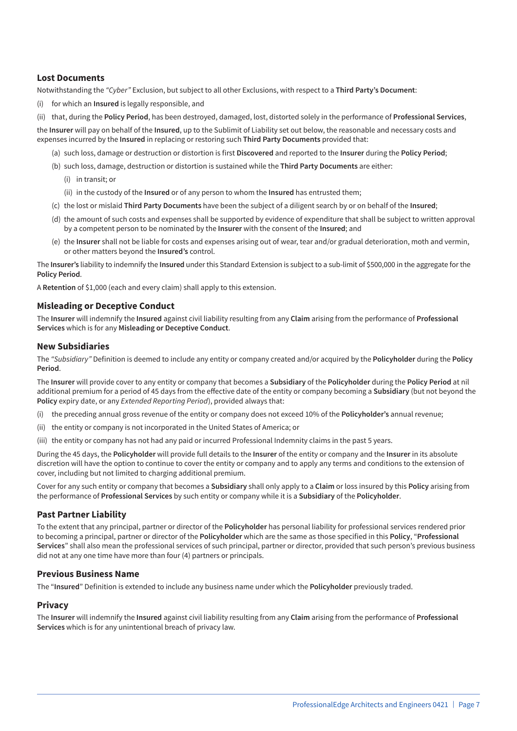### Lost Documents

Notwithstanding the *"Cyber"* Exclusion, but subject to all other Exclusions, with respect to a **Third Party's Document**:

(i) for which an **Insured** is legally responsible, and

(ii) that, during the **Policy Period**, has been destroyed, damaged, lost, distorted solely in the performance of **Professional Services**,

the **Insurer** will pay on behalf of the **Insured**, up to the Sublimit of Liability set out below, the reasonable and necessary costs and expenses incurred by the **Insured** in replacing or restoring such **Third Party Documents** provided that:

(a) such loss, damage or destruction or distortion is first **Discovered** and reported to the **Insurer** during the **Policy Period**;

(b) such loss, damage, destruction or distortion is sustained while the **Third Party Documents** are either:

  (i) in transit; or

  (ii) in the custody of the **Insured** or of any person to whom the **Insured** has entrusted them;

(c) the lost or mislaid **Third Party Documents** have been the subject of a diligent search by or on behalf of the **Insured**;

(d) the amount of such costs and expenses shall be supported by evidence of expenditure that shall be subject to written approval by a competent person to be nominated by the **Insurer** with the consent of the **Insured**; and

(e) the **Insurer** shall not be liable for costs and expenses arising out of wear, tear and/or gradual deterioration, moth and vermin, or other matters beyond the **Insured's** control.

The **Insurer's** liability to indemnify the **Insured** under this Standard Extension is subject to a sub-limit of $500,000 in the aggregate for the **Policy Period**.

A **Retention** of $1,000 (each and every claim) shall apply to this extension.

### Misleading or Deceptive Conduct

The **Insurer** will indemnify the **Insured** against civil liability resulting from any **Claim** arising from the performance of **Professional Services** which is for any **Misleading or Deceptive Conduct**.

### New Subsidiaries

The *"Subsidiary"* Definition is deemed to include any entity or company created and/or acquired by the **Policyholder** during the **Policy Period**.

The **Insurer** will provide cover to any entity or company that becomes a **Subsidiary** of the **Policyholder** during the **Policy Period** at nil additional premium for a period of 45 days from the effective date of the entity or company becoming a **Subsidiary** (but not beyond the **Policy** expiry date, or any *Extended Reporting Period*), provided always that:

(i) the preceding annual gross revenue of the entity or company does not exceed 10% of the **Policyholder's** annual revenue;

(ii) the entity or company is not incorporated in the United States of America; or

(iii) the entity or company has not had any paid or incurred Professional Indemnity claims in the past 5 years.

During the 45 days, the **Policyholder** will provide full details to the **Insurer** of the entity or company and the **Insurer** in its absolute discretion will have the option to continue to cover the entity or company and to apply any terms and conditions to the extension of cover, including but not limited to charging additional premium.

Cover for any such entity or company that becomes a **Subsidiary** shall only apply to a **Claim** or loss insured by this **Policy** arising from the performance of **Professional Services** by such entity or company while it is a **Subsidiary** of the **Policyholder**.

### Past Partner Liability

To the extent that any principal, partner or director of the **Policyholder** has personal liability for professional services rendered prior to becoming a principal, partner or director of the **Policyholder** which are the same as those specified in this **Policy**, "**Professional Services**" shall also mean the professional services of such principal, partner or director, provided that such person's previous business did not at any one time have more than four (4) partners or principals.

### Previous Business Name

The "**Insured**" Definition is extended to include any business name under which the **Policyholder** previously traded.

### Privacy

The **Insurer** will indemnify the **Insured** against civil liability resulting from any **Claim** arising from the performance of **Professional Services** which is for any unintentional breach of privacy law.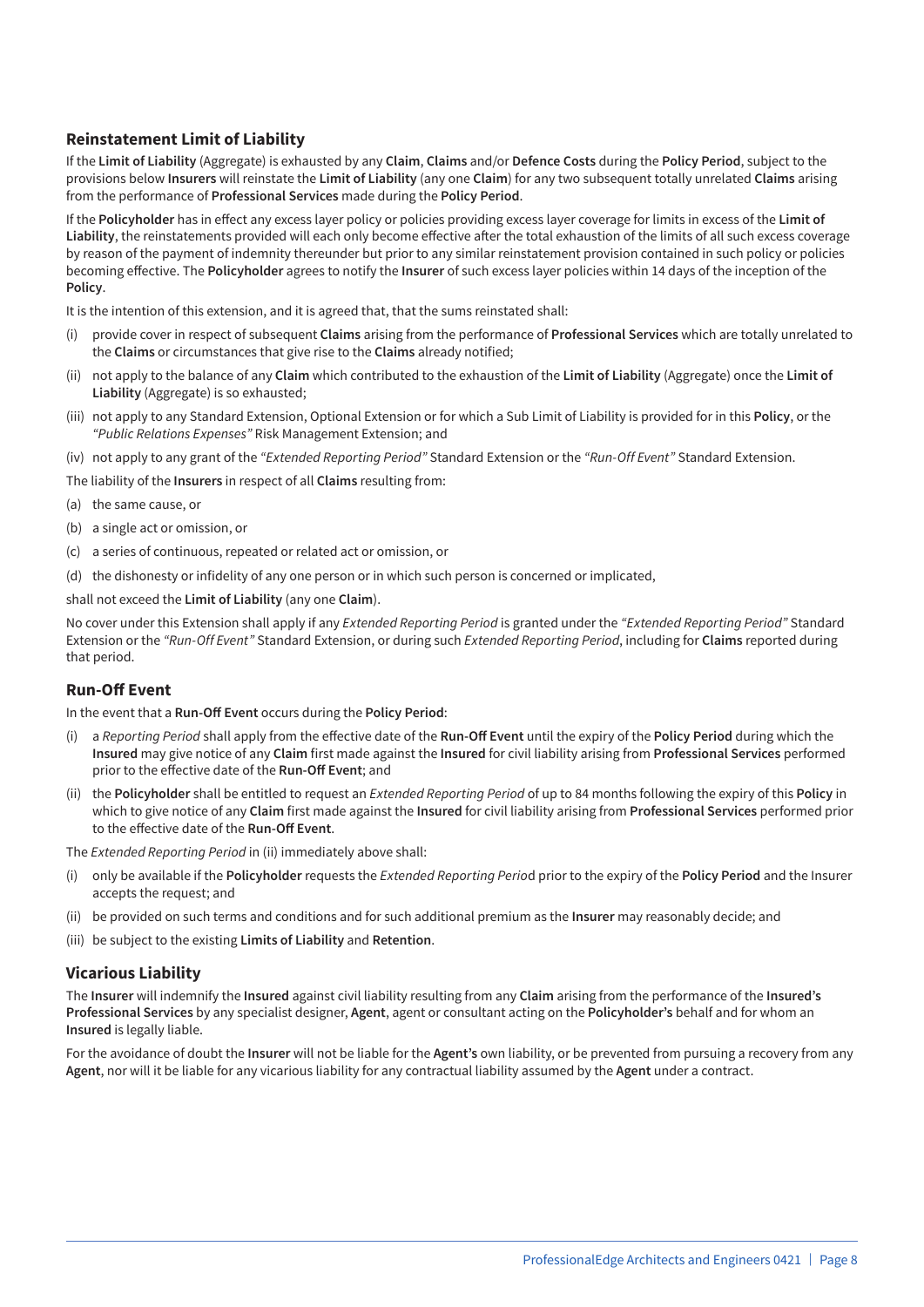### Reinstatement Limit of Liability

If the **Limit of Liability** (Aggregate) is exhausted by any **Claim**, **Claims** and/or **Defence Costs** during the **Policy Period**, subject to the provisions below **Insurers** will reinstate the **Limit of Liability** (any one **Claim**) for any two subsequent totally unrelated **Claims** arising from the performance of **Professional Services** made during the **Policy Period**.

If the **Policyholder** has in effect any excess layer policy or policies providing excess layer coverage for limits in excess of the **Limit of Liability**, the reinstatements provided will each only become effective after the total exhaustion of the limits of all such excess coverage by reason of the payment of indemnity thereunder but prior to any similar reinstatement provision contained in such policy or policies becoming effective. The **Policyholder** agrees to notify the **Insurer** of such excess layer policies within 14 days of the inception of the **Policy**.

It is the intention of this extension, and it is agreed that, that the sums reinstated shall:

(i) provide cover in respect of subsequent **Claims** arising from the performance of **Professional Services** which are totally unrelated to the **Claims** or circumstances that give rise to the **Claims** already notified;

(ii) not apply to the balance of any **Claim** which contributed to the exhaustion of the **Limit of Liability** (Aggregate) once the **Limit of Liability** (Aggregate) is so exhausted;

(iii) not apply to any Standard Extension, Optional Extension or for which a Sub Limit of Liability is provided for in this **Policy**, or the *"Public Relations Expenses"* Risk Management Extension; and

(iv) not apply to any grant of the *"Extended Reporting Period"* Standard Extension or the *"Run-Off Event"* Standard Extension.

The liability of the **Insurers** in respect of all **Claims** resulting from:

(a) the same cause, or

(b) a single act or omission, or

(c) a series of continuous, repeated or related act or omission, or

(d) the dishonesty or infidelity of any one person or in which such person is concerned or implicated,

shall not exceed the **Limit of Liability** (any one **Claim**).

No cover under this Extension shall apply if any *Extended Reporting Period* is granted under the *"Extended Reporting Period"* Standard Extension or the *"Run-Off Event"* Standard Extension, or during such *Extended Reporting Period*, including for **Claims** reported during that period.

### Run-Off Event

In the event that a **Run-Off Event** occurs during the **Policy Period**:

(i) a *Reporting Period* shall apply from the effective date of the **Run-Off Event** until the expiry of the **Policy Period** during which the **Insured** may give notice of any **Claim** first made against the **Insured** for civil liability arising from **Professional Services** performed prior to the effective date of the **Run-Off Event**; and

(ii) the **Policyholder** shall be entitled to request an *Extended Reporting Period* of up to 84 months following the expiry of this **Policy** in which to give notice of any **Claim** first made against the **Insured** for civil liability arising from **Professional Services** performed prior to the effective date of the **Run-Off Event**.

The *Extended Reporting Period* in (ii) immediately above shall:

(i) only be available if the **Policyholder** requests the *Extended Reporting Perio*d prior to the expiry of the **Policy Period** and the Insurer accepts the request; and

(ii) be provided on such terms and conditions and for such additional premium as the **Insurer** may reasonably decide; and

(iii) be subject to the existing **Limits of Liability** and **Retention**.

### Vicarious Liability

The **Insurer** will indemnify the **Insured** against civil liability resulting from any **Claim** arising from the performance of the **Insured's Professional Services** by any specialist designer, **Agent**, agent or consultant acting on the **Policyholder's** behalf and for whom an **Insured** is legally liable.

For the avoidance of doubt the **Insurer** will not be liable for the **Agent's** own liability, or be prevented from pursuing a recovery from any **Agent**, nor will it be liable for any vicarious liability for any contractual liability assumed by the **Agent** under a contract.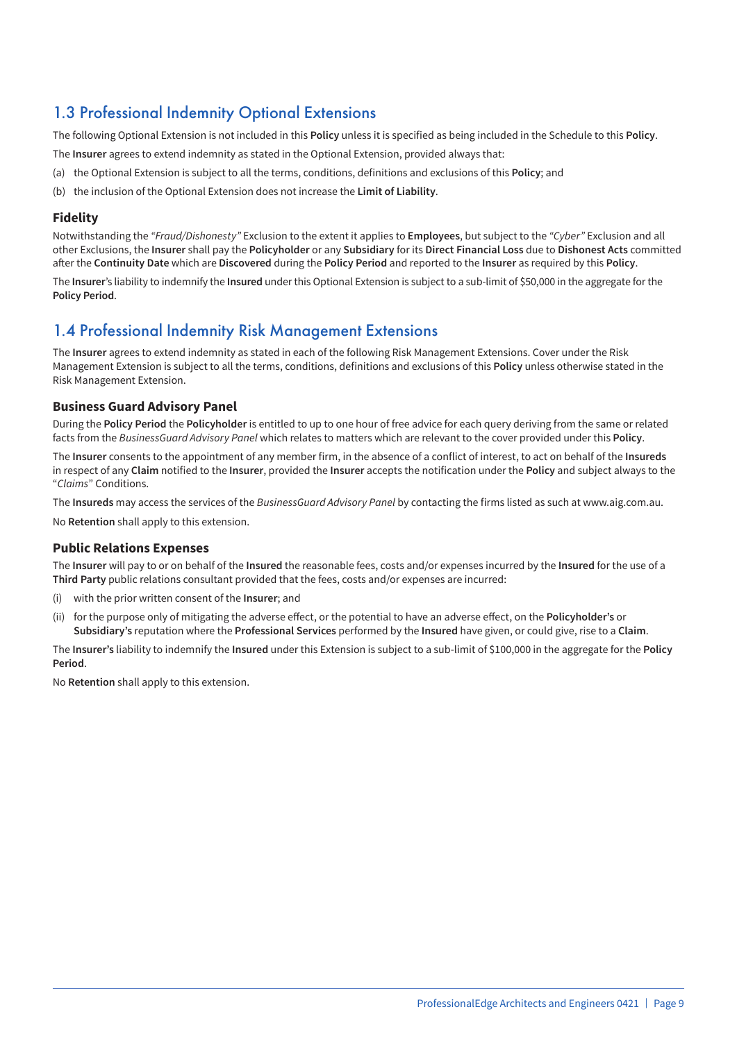## 1.3 Professional Indemnity Optional Extensions

The following Optional Extension is not included in this **Policy** unless it is specified as being included in the Schedule to this **Policy**.

The **Insurer** agrees to extend indemnity as stated in the Optional Extension, provided always that:

(a) the Optional Extension is subject to all the terms, conditions, definitions and exclusions of this **Policy**; and

(b) the inclusion of the Optional Extension does not increase the **Limit of Liability**.

### Fidelity

Notwithstanding the *"Fraud/Dishonesty"* Exclusion to the extent it applies to **Employees**, but subject to the *"Cyber"* Exclusion and all other Exclusions, the **Insurer** shall pay the **Policyholder** or any **Subsidiary** for its **Direct Financial Loss** due to **Dishonest Acts** committed after the **Continuity Date** which are **Discovered** during the **Policy Period** and reported to the **Insurer** as required by this **Policy**.

The **Insurer**'s liability to indemnify the **Insured** under this Optional Extension is subject to a sub-limit of $50,000 in the aggregate for the **Policy Period**.

## 1.4 Professional Indemnity Risk Management Extensions

The **Insurer** agrees to extend indemnity as stated in each of the following Risk Management Extensions. Cover under the Risk Management Extension is subject to all the terms, conditions, definitions and exclusions of this **Policy** unless otherwise stated in the Risk Management Extension.

### Business Guard Advisory Panel

During the **Policy Period** the **Policyholder** is entitled to up to one hour of free advice for each query deriving from the same or related facts from the *BusinessGuard Advisory Panel* which relates to matters which are relevant to the cover provided under this **Policy**.

The **Insurer** consents to the appointment of any member firm, in the absence of a conflict of interest, to act on behalf of the **Insureds** in respect of any **Claim** notified to the **Insurer**, provided the **Insurer** accepts the notification under the **Policy** and subject always to the "*Claims*" Conditions.

The **Insureds** may access the services of the *BusinessGuard Advisory Panel* by contacting the firms listed as such at www.aig.com.au.

No **Retention** shall apply to this extension.

### Public Relations Expenses

The **Insurer** will pay to or on behalf of the **Insured** the reasonable fees, costs and/or expenses incurred by the **Insured** for the use of a **Third Party** public relations consultant provided that the fees, costs and/or expenses are incurred:

(i) with the prior written consent of the **Insurer**; and

(ii) for the purpose only of mitigating the adverse effect, or the potential to have an adverse effect, on the **Policyholder's** or **Subsidiary's** reputation where the **Professional Services** performed by the **Insured** have given, or could give, rise to a **Claim**.

The **Insurer's** liability to indemnify the **Insured** under this Extension is subject to a sub-limit of $100,000 in the aggregate for the **Policy Period**.

No **Retention** shall apply to this extension.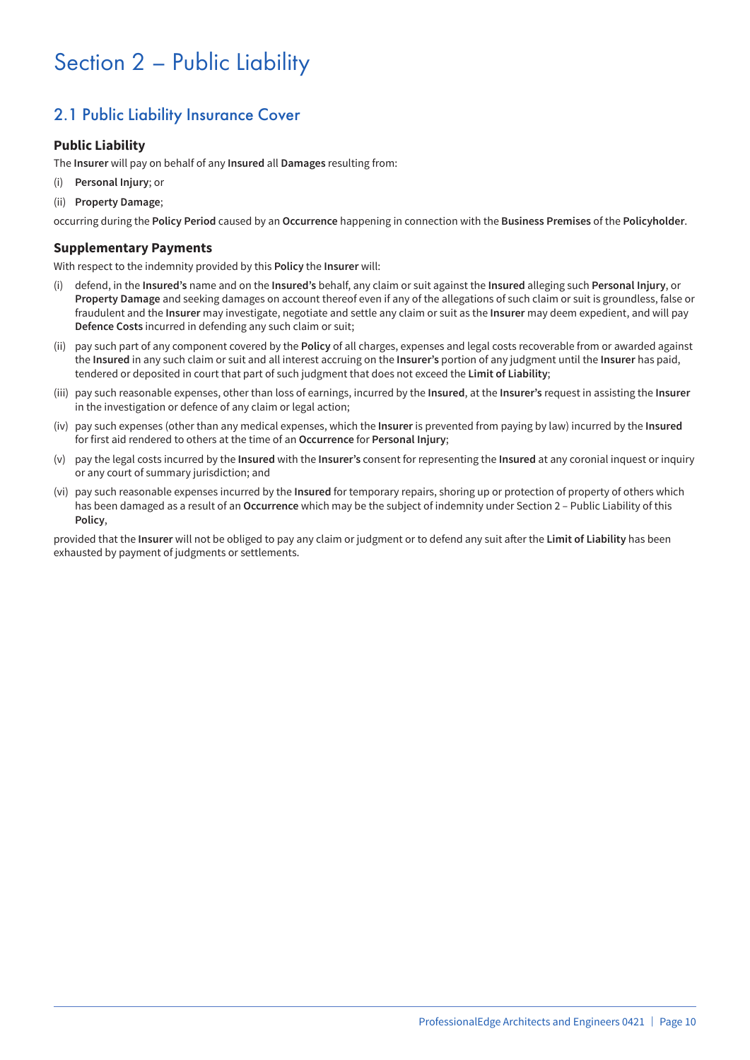# Section 2 – Public Liability

## 2.1 Public Liability Insurance Cover

### Public Liability

The **Insurer** will pay on behalf of any **Insured** all **Damages** resulting from:

(i) **Personal Injury**; or

(ii) **Property Damage**;

occurring during the **Policy Period** caused by an **Occurrence** happening in connection with the **Business Premises** of the **Policyholder**.

### Supplementary Payments

With respect to the indemnity provided by this **Policy** the **Insurer** will:

(i) defend, in the **Insured's** name and on the **Insured's** behalf, any claim or suit against the **Insured** alleging such **Personal Injury**, or **Property Damage** and seeking damages on account thereof even if any of the allegations of such claim or suit is groundless, false or fraudulent and the **Insurer** may investigate, negotiate and settle any claim or suit as the **Insurer** may deem expedient, and will pay **Defence Costs** incurred in defending any such claim or suit;

(ii) pay such part of any component covered by the **Policy** of all charges, expenses and legal costs recoverable from or awarded against the **Insured** in any such claim or suit and all interest accruing on the **Insurer's** portion of any judgment until the **Insurer** has paid, tendered or deposited in court that part of such judgment that does not exceed the **Limit of Liability**;

(iii) pay such reasonable expenses, other than loss of earnings, incurred by the **Insured**, at the **Insurer's** request in assisting the **Insurer** in the investigation or defence of any claim or legal action;

(iv) pay such expenses (other than any medical expenses, which the **Insurer** is prevented from paying by law) incurred by the **Insured** for first aid rendered to others at the time of an **Occurrence** for **Personal Injury**;

(v) pay the legal costs incurred by the **Insured** with the **Insurer's** consent for representing the **Insured** at any coronial inquest or inquiry or any court of summary jurisdiction; and

(vi) pay such reasonable expenses incurred by the **Insured** for temporary repairs, shoring up or protection of property of others which has been damaged as a result of an **Occurrence** which may be the subject of indemnity under Section 2 – Public Liability of this **Policy**,

provided that the **Insurer** will not be obliged to pay any claim or judgment or to defend any suit after the **Limit of Liability** has been exhausted by payment of judgments or settlements.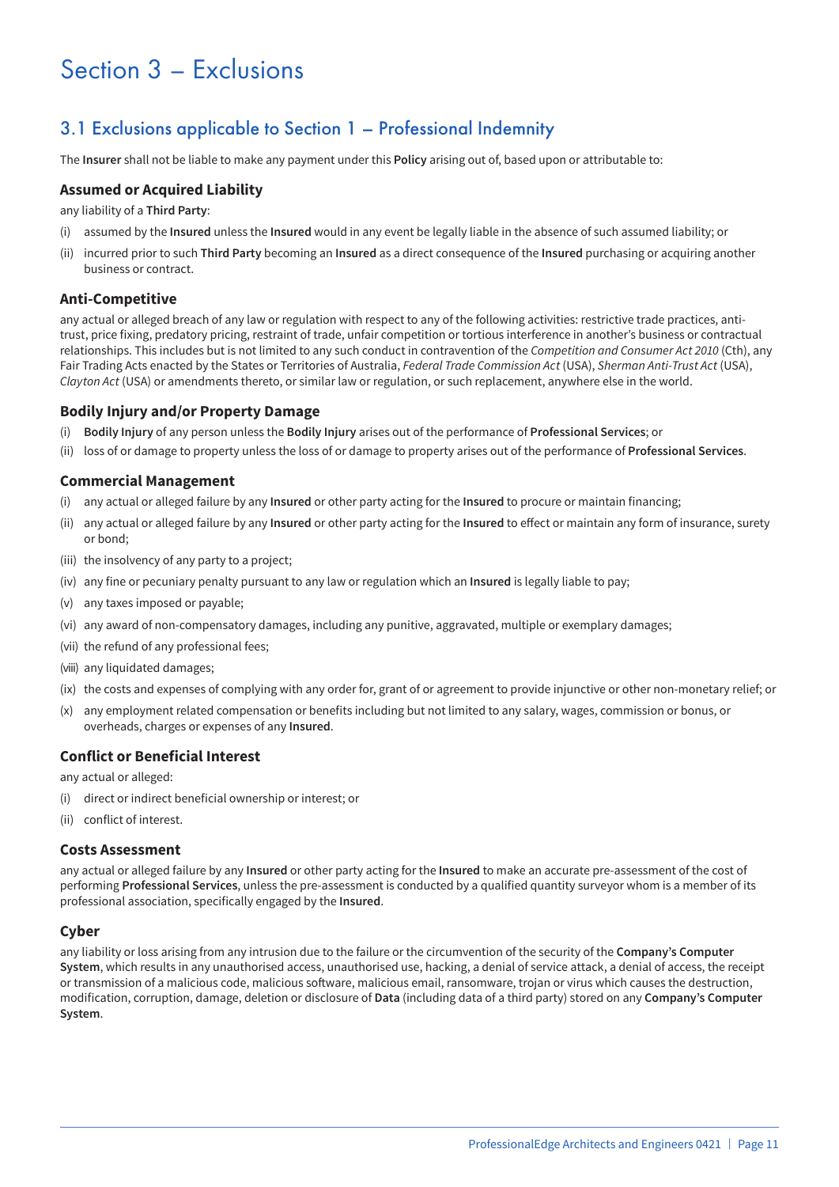# Section 3 – Exclusions

## 3.1 Exclusions applicable to Section 1 – Professional Indemnity

The **Insurer** shall not be liable to make any payment under this **Policy** arising out of, based upon or attributable to:

### Assumed or Acquired Liability

any liability of a **Third Party**:

(i) assumed by the **Insured** unless the **Insured** would in any event be legally liable in the absence of such assumed liability; or

(ii) incurred prior to such **Third Party** becoming an **Insured** as a direct consequence of the **Insured** purchasing or acquiring another business or contract.

### Anti-Competitive

any actual or alleged breach of any law or regulation with respect to any of the following activities: restrictive trade practices, anti-trust, price fixing, predatory pricing, restraint of trade, unfair competition or tortious interference in another's business or contractual relationships. This includes but is not limited to any such conduct in contravention of the *Competition and Consumer Act 2010* (Cth), any Fair Trading Acts enacted by the States or Territories of Australia, *Federal Trade Commission Act* (USA), *Sherman Anti-Trust Act* (USA), *Clayton Act* (USA) or amendments thereto, or similar law or regulation, or such replacement, anywhere else in the world.

### Bodily Injury and/or Property Damage

(i) **Bodily Injury** of any person unless the **Bodily Injury** arises out of the performance of **Professional Services**; or

(ii) loss of or damage to property unless the loss of or damage to property arises out of the performance of **Professional Services**.

### Commercial Management

(i) any actual or alleged failure by any **Insured** or other party acting for the **Insured** to procure or maintain financing;

(ii) any actual or alleged failure by any **Insured** or other party acting for the **Insured** to effect or maintain any form of insurance, surety or bond;

(iii) the insolvency of any party to a project;

(iv) any fine or pecuniary penalty pursuant to any law or regulation which an **Insured** is legally liable to pay;

(v) any taxes imposed or payable;

(vi) any award of non-compensatory damages, including any punitive, aggravated, multiple or exemplary damages;

(vii) the refund of any professional fees;

(viii) any liquidated damages;

(ix) the costs and expenses of complying with any order for, grant of or agreement to provide injunctive or other non-monetary relief; or

(x) any employment related compensation or benefits including but not limited to any salary, wages, commission or bonus, or overheads, charges or expenses of any **Insured**.

### Conflict or Beneficial Interest

any actual or alleged:

(i) direct or indirect beneficial ownership or interest; or

(ii) conflict of interest.

### Costs Assessment

any actual or alleged failure by any **Insured** or other party acting for the **Insured** to make an accurate pre-assessment of the cost of performing **Professional Services**, unless the pre-assessment is conducted by a qualified quantity surveyor whom is a member of its professional association, specifically engaged by the **Insured**.

### Cyber

any liability or loss arising from any intrusion due to the failure or the circumvention of the security of the **Company's Computer System**, which results in any unauthorised access, unauthorised use, hacking, a denial of service attack, a denial of access, the receipt or transmission of a malicious code, malicious software, malicious email, ransomware, trojan or virus which causes the destruction, modification, corruption, damage, deletion or disclosure of **Data** (including data of a third party) stored on any **Company's Computer System**.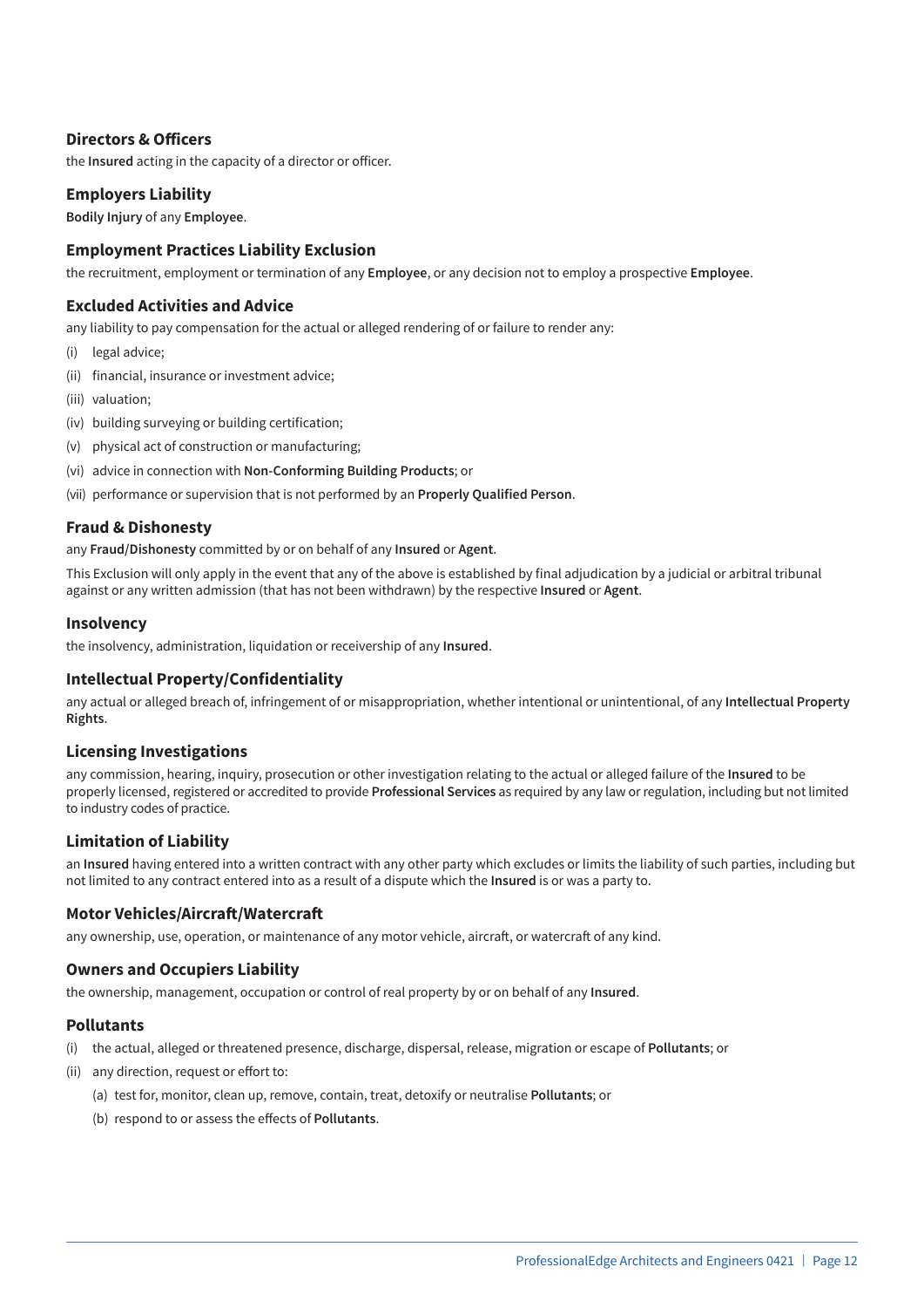### Directors & Officers

the **Insured** acting in the capacity of a director or officer.

### Employers Liability

**Bodily Injury** of any **Employee**.

### Employment Practices Liability Exclusion

the recruitment, employment or termination of any **Employee**, or any decision not to employ a prospective **Employee**.

### Excluded Activities and Advice

any liability to pay compensation for the actual or alleged rendering of or failure to render any:

(i) legal advice;

(ii) financial, insurance or investment advice;

(iii) valuation;

(iv) building surveying or building certification;

(v) physical act of construction or manufacturing;

(vi) advice in connection with **Non-Conforming Building Products**; or

(vii) performance or supervision that is not performed by an **Properly Qualified Person**.

### Fraud & Dishonesty

any **Fraud/Dishonesty** committed by or on behalf of any **Insured** or **Agent**.

This Exclusion will only apply in the event that any of the above is established by final adjudication by a judicial or arbitral tribunal against or any written admission (that has not been withdrawn) by the respective **Insured** or **Agent**.

### Insolvency

the insolvency, administration, liquidation or receivership of any **Insured**.

### Intellectual Property/Confidentiality

any actual or alleged breach of, infringement of or misappropriation, whether intentional or unintentional, of any **Intellectual Property Rights**.

### Licensing Investigations

any commission, hearing, inquiry, prosecution or other investigation relating to the actual or alleged failure of the **Insured** to be properly licensed, registered or accredited to provide **Professional Services** as required by any law or regulation, including but not limited to industry codes of practice.

### Limitation of Liability

an **Insured** having entered into a written contract with any other party which excludes or limits the liability of such parties, including but not limited to any contract entered into as a result of a dispute which the **Insured** is or was a party to.

### Motor Vehicles/Aircraft/Watercraft

any ownership, use, operation, or maintenance of any motor vehicle, aircraft, or watercraft of any kind.

### Owners and Occupiers Liability

the ownership, management, occupation or control of real property by or on behalf of any **Insured**.

### Pollutants

(i) the actual, alleged or threatened presence, discharge, dispersal, release, migration or escape of **Pollutants**; or

(ii) any direction, request or effort to:

  (a) test for, monitor, clean up, remove, contain, treat, detoxify or neutralise **Pollutants**; or

  (b) respond to or assess the effects of **Pollutants**.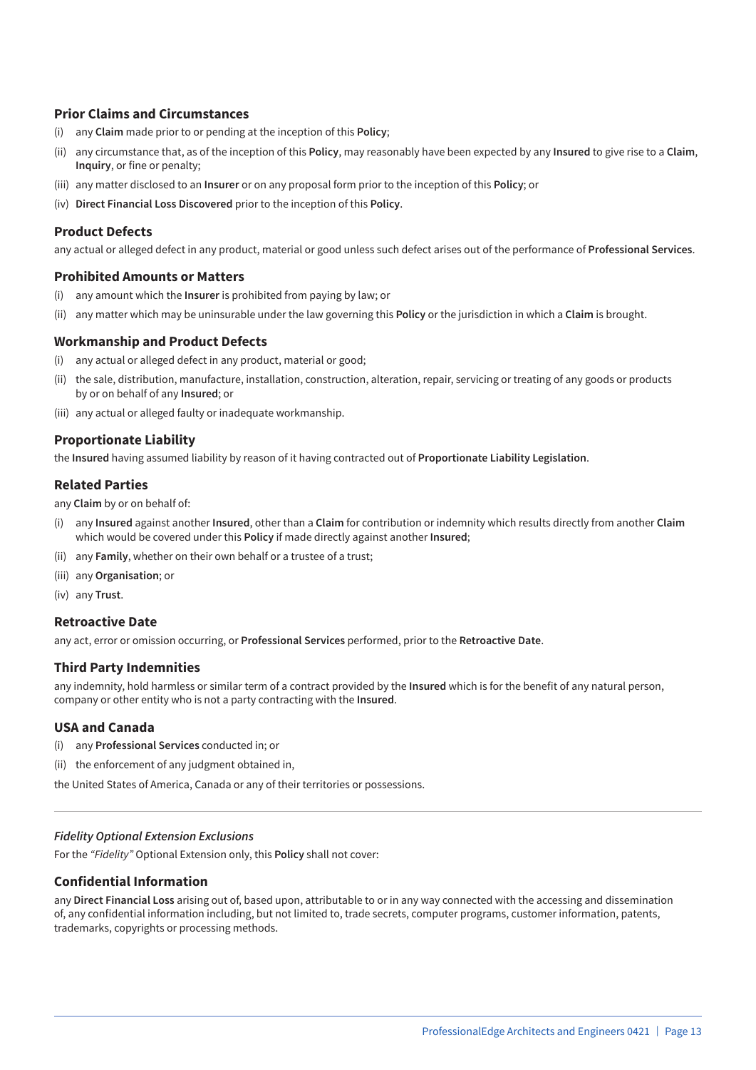### Prior Claims and Circumstances

(i) any **Claim** made prior to or pending at the inception of this **Policy**;

(ii) any circumstance that, as of the inception of this **Policy**, may reasonably have been expected by any **Insured** to give rise to a **Claim**, **Inquiry**, or fine or penalty;

(iii) any matter disclosed to an **Insurer** or on any proposal form prior to the inception of this **Policy**; or

(iv) **Direct Financial Loss Discovered** prior to the inception of this **Policy**.

### Product Defects

any actual or alleged defect in any product, material or good unless such defect arises out of the performance of **Professional Services**.

### Prohibited Amounts or Matters

(i) any amount which the **Insurer** is prohibited from paying by law; or

(ii) any matter which may be uninsurable under the law governing this **Policy** or the jurisdiction in which a **Claim** is brought.

### Workmanship and Product Defects

(i) any actual or alleged defect in any product, material or good;

(ii) the sale, distribution, manufacture, installation, construction, alteration, repair, servicing or treating of any goods or products by or on behalf of any **Insured**; or

(iii) any actual or alleged faulty or inadequate workmanship.

### Proportionate Liability

the **Insured** having assumed liability by reason of it having contracted out of **Proportionate Liability Legislation**.

### Related Parties

any **Claim** by or on behalf of:

(i) any **Insured** against another **Insured**, other than a **Claim** for contribution or indemnity which results directly from another **Claim** which would be covered under this **Policy** if made directly against another **Insured**;

(ii) any **Family**, whether on their own behalf or a trustee of a trust;

(iii) any **Organisation**; or

(iv) any **Trust**.

### Retroactive Date

any act, error or omission occurring, or **Professional Services** performed, prior to the **Retroactive Date**.

### Third Party Indemnities

any indemnity, hold harmless or similar term of a contract provided by the **Insured** which is for the benefit of any natural person, company or other entity who is not a party contracting with the **Insured**.

### USA and Canada

(i) any **Professional Services** conducted in; or

(ii) the enforcement of any judgment obtained in,

the United States of America, Canada or any of their territories or possessions.

---

***Fidelity Optional Extension Exclusions***

For the *"Fidelity"* Optional Extension only, this **Policy** shall not cover:

### Confidential Information

any **Direct Financial Loss** arising out of, based upon, attributable to or in any way connected with the accessing and dissemination of, any confidential information including, but not limited to, trade secrets, computer programs, customer information, patents, trademarks, copyrights or processing methods.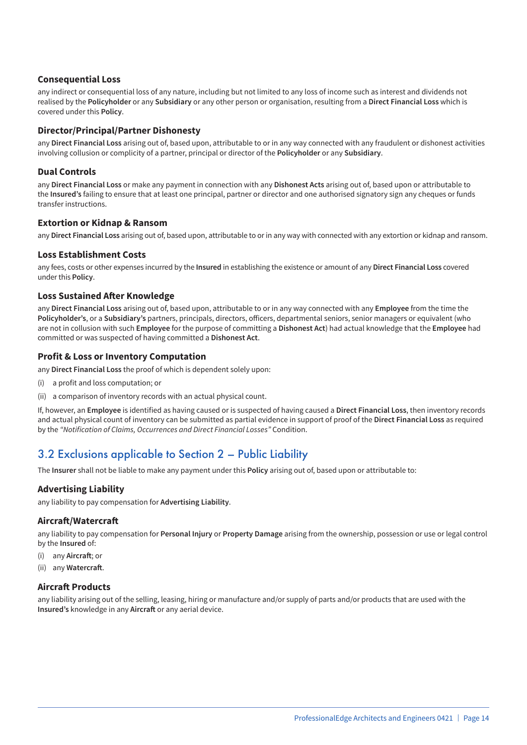### Consequential Loss

any indirect or consequential loss of any nature, including but not limited to any loss of income such as interest and dividends not realised by the **Policyholder** or any **Subsidiary** or any other person or organisation, resulting from a **Direct Financial Loss** which is covered under this **Policy**.

### Director/Principal/Partner Dishonesty

any **Direct Financial Loss** arising out of, based upon, attributable to or in any way connected with any fraudulent or dishonest activities involving collusion or complicity of a partner, principal or director of the **Policyholder** or any **Subsidiary**.

### Dual Controls

any **Direct Financial Loss** or make any payment in connection with any **Dishonest Acts** arising out of, based upon or attributable to the **Insured's** failing to ensure that at least one principal, partner or director and one authorised signatory sign any cheques or funds transfer instructions.

### Extortion or Kidnap & Ransom

any **Direct Financial Loss** arising out of, based upon, attributable to or in any way with connected with any extortion or kidnap and ransom.

### Loss Establishment Costs

any fees, costs or other expenses incurred by the **Insured** in establishing the existence or amount of any **Direct Financial Loss** covered under this **Policy**.

### Loss Sustained After Knowledge

any **Direct Financial Loss** arising out of, based upon, attributable to or in any way connected with any **Employee** from the time the **Policyholder's**, or a **Subsidiary's** partners, principals, directors, officers, departmental seniors, senior managers or equivalent (who are not in collusion with such **Employee** for the purpose of committing a **Dishonest Act**) had actual knowledge that the **Employee** had committed or was suspected of having committed a **Dishonest Act**.

### Profit & Loss or Inventory Computation

any **Direct Financial Loss** the proof of which is dependent solely upon:

(i) a profit and loss computation; or

(ii) a comparison of inventory records with an actual physical count.

If, however, an **Employee** is identified as having caused or is suspected of having caused a **Direct Financial Loss**, then inventory records and actual physical count of inventory can be submitted as partial evidence in support of proof of the **Direct Financial Loss** as required by the *"Notification of Claims, Occurrences and Direct Financial Losses"* Condition.

## 3.2 Exclusions applicable to Section 2 – Public Liability

The **Insurer** shall not be liable to make any payment under this **Policy** arising out of, based upon or attributable to:

### Advertising Liability

any liability to pay compensation for **Advertising Liability**.

### Aircraft/Watercraft

any liability to pay compensation for **Personal Injury** or **Property Damage** arising from the ownership, possession or use or legal control by the **Insured** of:

(i) any **Aircraft**; or

(ii) any **Watercraft**.

### Aircraft Products

any liability arising out of the selling, leasing, hiring or manufacture and/or supply of parts and/or products that are used with the **Insured's** knowledge in any **Aircraft** or any aerial device.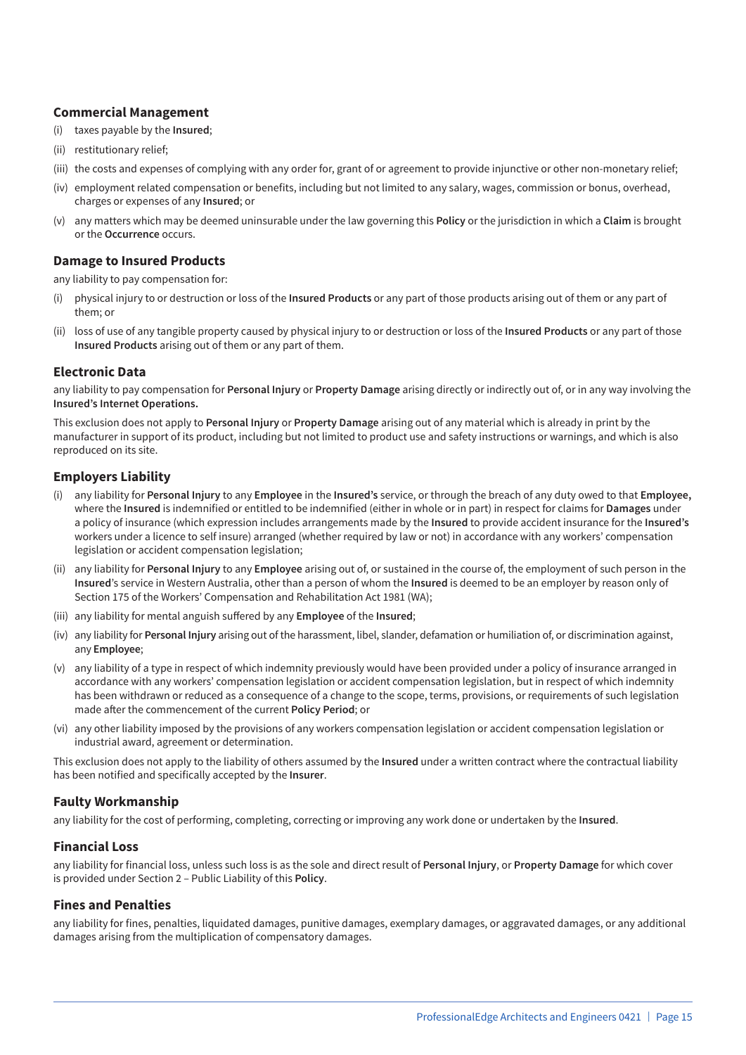### Commercial Management

(i) taxes payable by the **Insured**;

(ii) restitutionary relief;

(iii) the costs and expenses of complying with any order for, grant of or agreement to provide injunctive or other non-monetary relief;

(iv) employment related compensation or benefits, including but not limited to any salary, wages, commission or bonus, overhead, charges or expenses of any **Insured**; or

(v) any matters which may be deemed uninsurable under the law governing this **Policy** or the jurisdiction in which a **Claim** is brought or the **Occurrence** occurs.

### Damage to Insured Products

any liability to pay compensation for:

(i) physical injury to or destruction or loss of the **Insured Products** or any part of those products arising out of them or any part of them; or

(ii) loss of use of any tangible property caused by physical injury to or destruction or loss of the **Insured Products** or any part of those **Insured Products** arising out of them or any part of them.

### Electronic Data

any liability to pay compensation for **Personal Injury** or **Property Damage** arising directly or indirectly out of, or in any way involving the **Insured's Internet Operations.**

This exclusion does not apply to **Personal Injury** or **Property Damage** arising out of any material which is already in print by the manufacturer in support of its product, including but not limited to product use and safety instructions or warnings, and which is also reproduced on its site.

### Employers Liability

(i) any liability for **Personal Injury** to any **Employee** in the **Insured's** service, or through the breach of any duty owed to that **Employee,** where the **Insured** is indemnified or entitled to be indemnified (either in whole or in part) in respect for claims for **Damages** under a policy of insurance (which expression includes arrangements made by the **Insured** to provide accident insurance for the **Insured's** workers under a licence to self insure) arranged (whether required by law or not) in accordance with any workers' compensation legislation or accident compensation legislation;

(ii) any liability for **Personal Injury** to any **Employee** arising out of, or sustained in the course of, the employment of such person in the **Insured**'s service in Western Australia, other than a person of whom the **Insured** is deemed to be an employer by reason only of Section 175 of the Workers' Compensation and Rehabilitation Act 1981 (WA);

(iii) any liability for mental anguish suffered by any **Employee** of the **Insured**;

(iv) any liability for **Personal Injury** arising out of the harassment, libel, slander, defamation or humiliation of, or discrimination against, any **Employee**;

(v) any liability of a type in respect of which indemnity previously would have been provided under a policy of insurance arranged in accordance with any workers' compensation legislation or accident compensation legislation, but in respect of which indemnity has been withdrawn or reduced as a consequence of a change to the scope, terms, provisions, or requirements of such legislation made after the commencement of the current **Policy Period**; or

(vi) any other liability imposed by the provisions of any workers compensation legislation or accident compensation legislation or industrial award, agreement or determination.

This exclusion does not apply to the liability of others assumed by the **Insured** under a written contract where the contractual liability has been notified and specifically accepted by the **Insurer**.

### Faulty Workmanship

any liability for the cost of performing, completing, correcting or improving any work done or undertaken by the **Insured**.

### Financial Loss

any liability for financial loss, unless such loss is as the sole and direct result of **Personal Injury**, or **Property Damage** for which cover is provided under Section 2 – Public Liability of this **Policy**.

### Fines and Penalties

any liability for fines, penalties, liquidated damages, punitive damages, exemplary damages, or aggravated damages, or any additional damages arising from the multiplication of compensatory damages.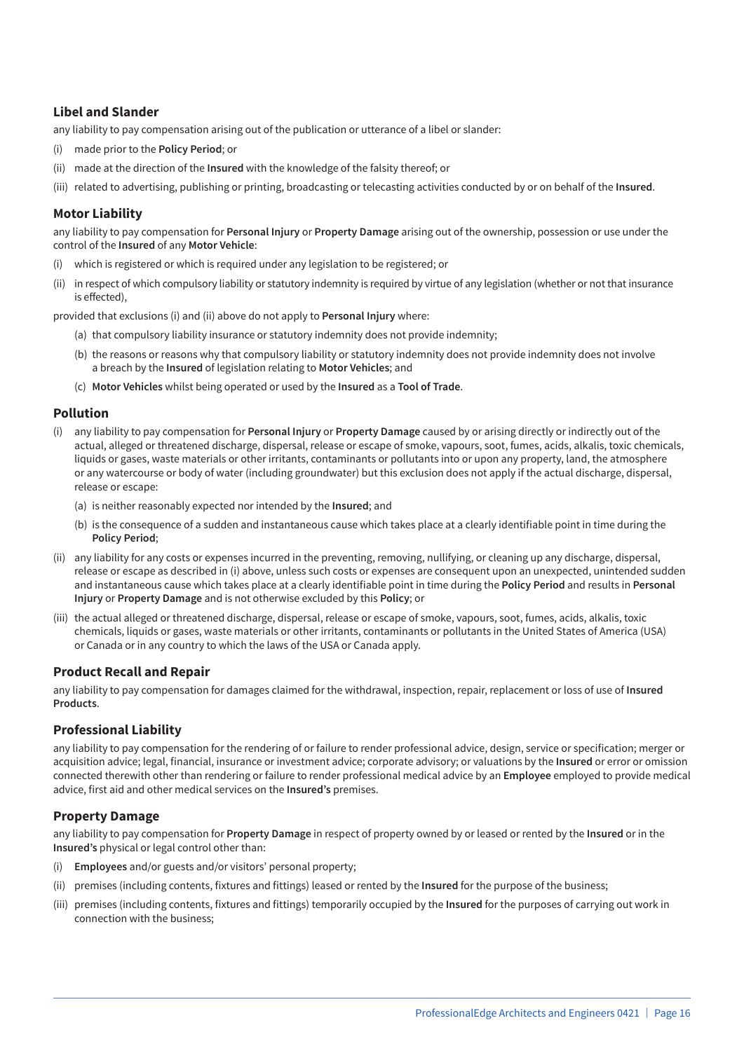### Libel and Slander

any liability to pay compensation arising out of the publication or utterance of a libel or slander:

(i) made prior to the **Policy Period**; or

(ii) made at the direction of the **Insured** with the knowledge of the falsity thereof; or

(iii) related to advertising, publishing or printing, broadcasting or telecasting activities conducted by or on behalf of the **Insured**.

### Motor Liability

any liability to pay compensation for **Personal Injury** or **Property Damage** arising out of the ownership, possession or use under the control of the **Insured** of any **Motor Vehicle**:

(i) which is registered or which is required under any legislation to be registered; or

(ii) in respect of which compulsory liability or statutory indemnity is required by virtue of any legislation (whether or not that insurance is effected),

provided that exclusions (i) and (ii) above do not apply to **Personal Injury** where:

(a) that compulsory liability insurance or statutory indemnity does not provide indemnity;

(b) the reasons or reasons why that compulsory liability or statutory indemnity does not provide indemnity does not involve a breach by the **Insured** of legislation relating to **Motor Vehicles**; and

(c) **Motor Vehicles** whilst being operated or used by the **Insured** as a **Tool of Trade**.

### Pollution

(i) any liability to pay compensation for **Personal Injury** or **Property Damage** caused by or arising directly or indirectly out of the actual, alleged or threatened discharge, dispersal, release or escape of smoke, vapours, soot, fumes, acids, alkalis, toxic chemicals, liquids or gases, waste materials or other irritants, contaminants or pollutants into or upon any property, land, the atmosphere or any watercourse or body of water (including groundwater) but this exclusion does not apply if the actual discharge, dispersal, release or escape:

   (a) is neither reasonably expected nor intended by the **Insured**; and

   (b) is the consequence of a sudden and instantaneous cause which takes place at a clearly identifiable point in time during the **Policy Period**;

(ii) any liability for any costs or expenses incurred in the preventing, removing, nullifying, or cleaning up any discharge, dispersal, release or escape as described in (i) above, unless such costs or expenses are consequent upon an unexpected, unintended sudden and instantaneous cause which takes place at a clearly identifiable point in time during the **Policy Period** and results in **Personal Injury** or **Property Damage** and is not otherwise excluded by this **Policy**; or

(iii) the actual alleged or threatened discharge, dispersal, release or escape of smoke, vapours, soot, fumes, acids, alkalis, toxic chemicals, liquids or gases, waste materials or other irritants, contaminants or pollutants in the United States of America (USA) or Canada or in any country to which the laws of the USA or Canada apply.

### Product Recall and Repair

any liability to pay compensation for damages claimed for the withdrawal, inspection, repair, replacement or loss of use of **Insured Products**.

### Professional Liability

any liability to pay compensation for the rendering of or failure to render professional advice, design, service or specification; merger or acquisition advice; legal, financial, insurance or investment advice; corporate advisory; or valuations by the **Insured** or error or omission connected therewith other than rendering or failure to render professional medical advice by an **Employee** employed to provide medical advice, first aid and other medical services on the **Insured's** premises.

### Property Damage

any liability to pay compensation for **Property Damage** in respect of property owned by or leased or rented by the **Insured** or in the **Insured's** physical or legal control other than:

(i) **Employees** and/or guests and/or visitors' personal property;

(ii) premises (including contents, fixtures and fittings) leased or rented by the **Insured** for the purpose of the business;

(iii) premises (including contents, fixtures and fittings) temporarily occupied by the **Insured** for the purposes of carrying out work in connection with the business;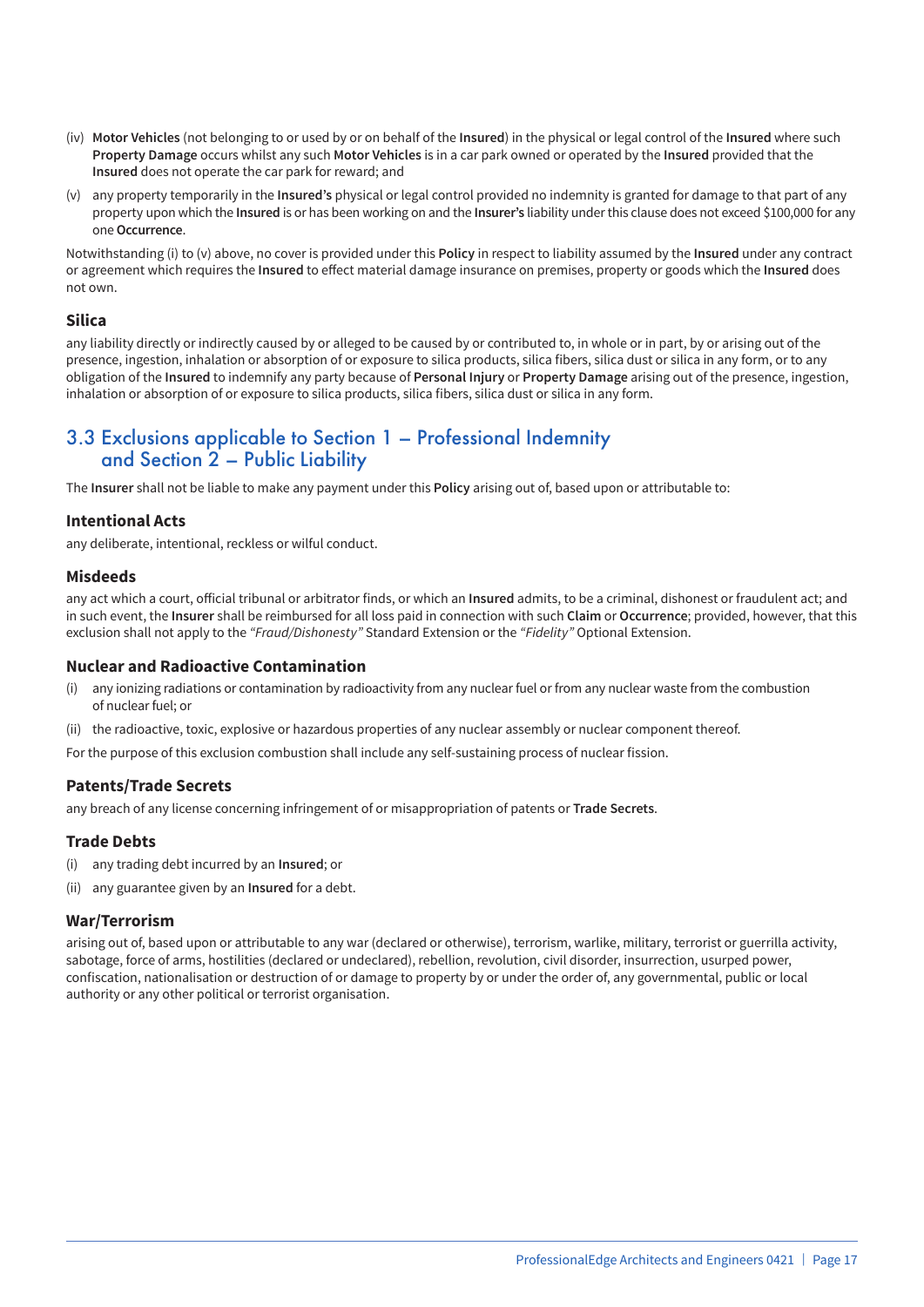(iv) **Motor Vehicles** (not belonging to or used by or on behalf of the **Insured**) in the physical or legal control of the **Insured** where such **Property Damage** occurs whilst any such **Motor Vehicles** is in a car park owned or operated by the **Insured** provided that the **Insured** does not operate the car park for reward; and

(v) any property temporarily in the **Insured's** physical or legal control provided no indemnity is granted for damage to that part of any property upon which the **Insured** is or has been working on and the **Insurer's** liability under this clause does not exceed $100,000 for any one **Occurrence**.

Notwithstanding (i) to (v) above, no cover is provided under this **Policy** in respect to liability assumed by the **Insured** under any contract or agreement which requires the **Insured** to effect material damage insurance on premises, property or goods which the **Insured** does not own.

### Silica

any liability directly or indirectly caused by or alleged to be caused by or contributed to, in whole or in part, by or arising out of the presence, ingestion, inhalation or absorption of or exposure to silica products, silica fibers, silica dust or silica in any form, or to any obligation of the **Insured** to indemnify any party because of **Personal Injury** or **Property Damage** arising out of the presence, ingestion, inhalation or absorption of or exposure to silica products, silica fibers, silica dust or silica in any form.

## 3.3 Exclusions applicable to Section 1 – Professional Indemnity and Section 2 – Public Liability

The **Insurer** shall not be liable to make any payment under this **Policy** arising out of, based upon or attributable to:

### Intentional Acts

any deliberate, intentional, reckless or wilful conduct.

### Misdeeds

any act which a court, official tribunal or arbitrator finds, or which an **Insured** admits, to be a criminal, dishonest or fraudulent act; and in such event, the **Insurer** shall be reimbursed for all loss paid in connection with such **Claim** or **Occurrence**; provided, however, that this exclusion shall not apply to the *"Fraud/Dishonesty"* Standard Extension or the *"Fidelity"* Optional Extension.

### Nuclear and Radioactive Contamination

(i) any ionizing radiations or contamination by radioactivity from any nuclear fuel or from any nuclear waste from the combustion of nuclear fuel; or

(ii) the radioactive, toxic, explosive or hazardous properties of any nuclear assembly or nuclear component thereof.

For the purpose of this exclusion combustion shall include any self-sustaining process of nuclear fission.

### Patents/Trade Secrets

any breach of any license concerning infringement of or misappropriation of patents or **Trade Secrets**.

### Trade Debts

(i) any trading debt incurred by an **Insured**; or

(ii) any guarantee given by an **Insured** for a debt.

### War/Terrorism

arising out of, based upon or attributable to any war (declared or otherwise), terrorism, warlike, military, terrorist or guerrilla activity, sabotage, force of arms, hostilities (declared or undeclared), rebellion, revolution, civil disorder, insurrection, usurped power, confiscation, nationalisation or destruction of or damage to property by or under the order of, any governmental, public or local authority or any other political or terrorist organisation.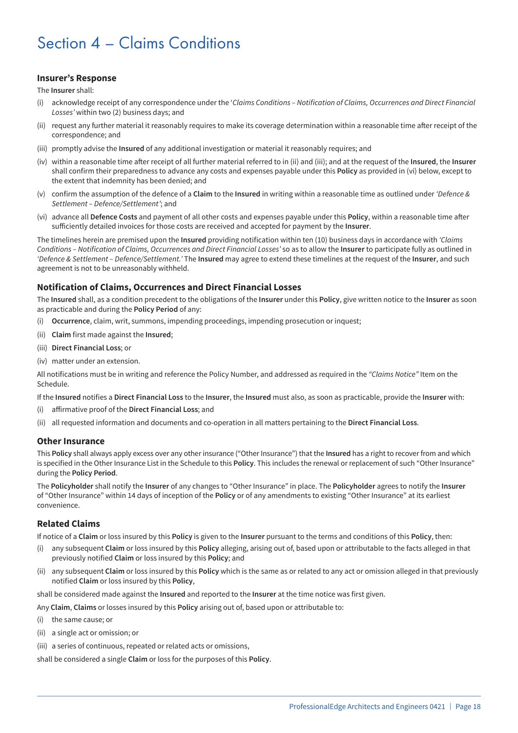# Section 4 – Claims Conditions

### Insurer's Response

The **Insurer** shall:

(i) acknowledge receipt of any correspondence under the '*Claims Conditions – Notification of Claims, Occurrences and Direct Financial Losses'* within two (2) business days; and

(ii) request any further material it reasonably requires to make its coverage determination within a reasonable time after receipt of the correspondence; and

(iii) promptly advise the **Insured** of any additional investigation or material it reasonably requires; and

(iv) within a reasonable time after receipt of all further material referred to in (ii) and (iii); and at the request of the **Insured**, the **Insurer** shall confirm their preparedness to advance any costs and expenses payable under this **Policy** as provided in (vi) below, except to the extent that indemnity has been denied; and

(v) confirm the assumption of the defence of a **Claim** to the **Insured** in writing within a reasonable time as outlined under *'Defence & Settlement – Defence/Settlement'*; and

(vi) advance all **Defence Costs** and payment of all other costs and expenses payable under this **Policy**, within a reasonable time after sufficiently detailed invoices for those costs are received and accepted for payment by the **Insurer**.

The timelines herein are premised upon the **Insured** providing notification within ten (10) business days in accordance with *'Claims Conditions – Notification of Claims, Occurrences and Direct Financial Losses'* so as to allow the **Insurer** to participate fully as outlined in *'Defence & Settlement – Defence/Settlement.'* The **Insured** may agree to extend these timelines at the request of the **Insurer**, and such agreement is not to be unreasonably withheld.

### Notification of Claims, Occurrences and Direct Financial Losses

The **Insured** shall, as a condition precedent to the obligations of the **Insurer** under this **Policy**, give written notice to the **Insurer** as soon as practicable and during the **Policy Period** of any:

(i) **Occurrence**, claim, writ, summons, impending proceedings, impending prosecution or inquest;

(ii) **Claim** first made against the **Insured**;

(iii) **Direct Financial Loss**; or

(iv) matter under an extension.

All notifications must be in writing and reference the Policy Number, and addressed as required in the *"Claims Notice"* Item on the Schedule.

If the **Insured** notifies a **Direct Financial Loss** to the **Insurer**, the **Insured** must also, as soon as practicable, provide the **Insurer** with:

(i) affirmative proof of the **Direct Financial Loss**; and

(ii) all requested information and documents and co-operation in all matters pertaining to the **Direct Financial Loss**.

### Other Insurance

This **Policy** shall always apply excess over any other insurance ("Other Insurance") that the **Insured** has a right to recover from and which is specified in the Other Insurance List in the Schedule to this **Policy**. This includes the renewal or replacement of such "Other Insurance" during the **Policy Period**.

The **Policyholder** shall notify the **Insurer** of any changes to "Other Insurance" in place. The **Policyholder** agrees to notify the **Insurer** of "Other Insurance" within 14 days of inception of the **Policy** or of any amendments to existing "Other Insurance" at its earliest convenience.

### Related Claims

If notice of a **Claim** or loss insured by this **Policy** is given to the **Insurer** pursuant to the terms and conditions of this **Policy**, then:

(i) any subsequent **Claim** or loss insured by this **Policy** alleging, arising out of, based upon or attributable to the facts alleged in that previously notified **Claim** or loss insured by this **Policy**; and

(ii) any subsequent **Claim** or loss insured by this **Policy** which is the same as or related to any act or omission alleged in that previously notified **Claim** or loss insured by this **Policy**,

shall be considered made against the **Insured** and reported to the **Insurer** at the time notice was first given.

Any **Claim**, **Claims** or losses insured by this **Policy** arising out of, based upon or attributable to:

(i) the same cause; or

(ii) a single act or omission; or

(iii) a series of continuous, repeated or related acts or omissions,

shall be considered a single **Claim** or loss for the purposes of this **Policy**.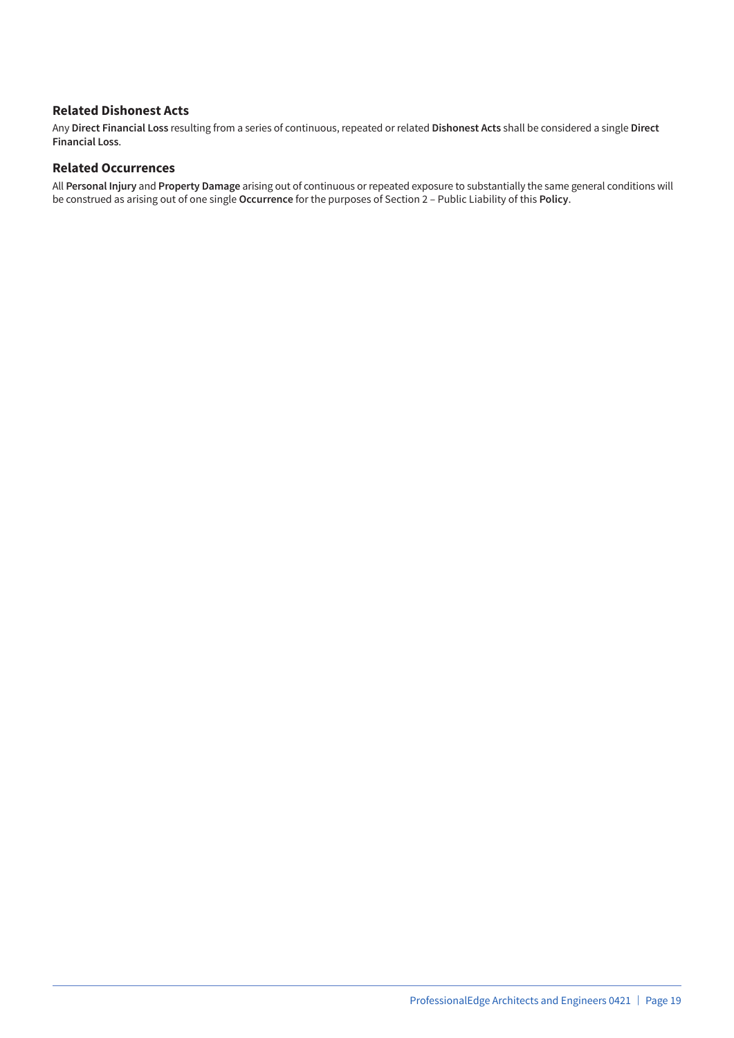### Related Dishonest Acts

Any **Direct Financial Loss** resulting from a series of continuous, repeated or related **Dishonest Acts** shall be considered a single **Direct Financial Loss**.

### Related Occurrences

All **Personal Injury** and **Property Damage** arising out of continuous or repeated exposure to substantially the same general conditions will be construed as arising out of one single **Occurrence** for the purposes of Section 2 – Public Liability of this **Policy**.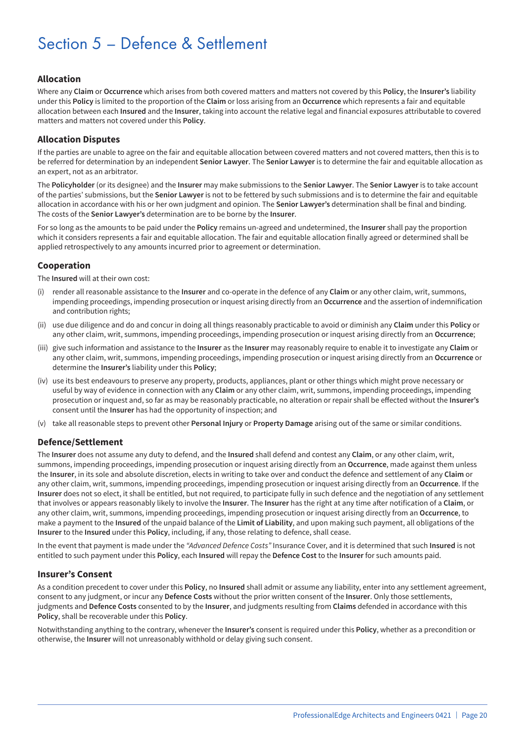# Section 5 – Defence & Settlement

## Allocation

Where any **Claim** or **Occurrence** which arises from both covered matters and matters not covered by this **Policy**, the **Insurer's** liability under this **Policy** is limited to the proportion of the **Claim** or loss arising from an **Occurrence** which represents a fair and equitable allocation between each **Insured** and the **Insurer**, taking into account the relative legal and financial exposures attributable to covered matters and matters not covered under this **Policy**.

## Allocation Disputes

If the parties are unable to agree on the fair and equitable allocation between covered matters and not covered matters, then this is to be referred for determination by an independent **Senior Lawyer**. The **Senior Lawyer** is to determine the fair and equitable allocation as an expert, not as an arbitrator.

The **Policyholder** (or its designee) and the **Insurer** may make submissions to the **Senior Lawyer**. The **Senior Lawyer** is to take account of the parties' submissions, but the **Senior Lawyer** is not to be fettered by such submissions and is to determine the fair and equitable allocation in accordance with his or her own judgment and opinion. The **Senior Lawyer's** determination shall be final and binding. The costs of the **Senior Lawyer's** determination are to be borne by the **Insurer**.

For so long as the amounts to be paid under the **Policy** remains un-agreed and undetermined, the **Insurer** shall pay the proportion which it considers represents a fair and equitable allocation. The fair and equitable allocation finally agreed or determined shall be applied retrospectively to any amounts incurred prior to agreement or determination.

## Cooperation

The **Insured** will at their own cost:

(i) render all reasonable assistance to the **Insurer** and co-operate in the defence of any **Claim** or any other claim, writ, summons, impending proceedings, impending prosecution or inquest arising directly from an **Occurrence** and the assertion of indemnification and contribution rights;

(ii) use due diligence and do and concur in doing all things reasonably practicable to avoid or diminish any **Claim** under this **Policy** or any other claim, writ, summons, impending proceedings, impending prosecution or inquest arising directly from an **Occurrence**;

(iii) give such information and assistance to the **Insurer** as the **Insurer** may reasonably require to enable it to investigate any **Claim** or any other claim, writ, summons, impending proceedings, impending prosecution or inquest arising directly from an **Occurrence** or determine the **Insurer's** liability under this **Policy**;

(iv) use its best endeavours to preserve any property, products, appliances, plant or other things which might prove necessary or useful by way of evidence in connection with any **Claim** or any other claim, writ, summons, impending proceedings, impending prosecution or inquest and, so far as may be reasonably practicable, no alteration or repair shall be effected without the **Insurer's** consent until the **Insurer** has had the opportunity of inspection; and

(v) take all reasonable steps to prevent other **Personal Injury** or **Property Damage** arising out of the same or similar conditions.

## Defence/Settlement

The **Insurer** does not assume any duty to defend, and the **Insured** shall defend and contest any **Claim**, or any other claim, writ, summons, impending proceedings, impending prosecution or inquest arising directly from an **Occurrence**, made against them unless the **Insurer**, in its sole and absolute discretion, elects in writing to take over and conduct the defence and settlement of any **Claim** or any other claim, writ, summons, impending proceedings, impending prosecution or inquest arising directly from an **Occurrence**. If the **Insurer** does not so elect, it shall be entitled, but not required, to participate fully in such defence and the negotiation of any settlement that involves or appears reasonably likely to involve the **Insurer**. The **Insurer** has the right at any time after notification of a **Claim**, or any other claim, writ, summons, impending proceedings, impending prosecution or inquest arising directly from an **Occurrence**, to make a payment to the **Insured** of the unpaid balance of the **Limit of Liability**, and upon making such payment, all obligations of the **Insurer** to the **Insured** under this **Policy**, including, if any, those relating to defence, shall cease.

In the event that payment is made under the *"Advanced Defence Costs"* Insurance Cover, and it is determined that such **Insured** is not entitled to such payment under this **Policy**, each **Insured** will repay the **Defence Cost** to the **Insurer** for such amounts paid.

## Insurer's Consent

As a condition precedent to cover under this **Policy**, no **Insured** shall admit or assume any liability, enter into any settlement agreement, consent to any judgment, or incur any **Defence Costs** without the prior written consent of the **Insurer**. Only those settlements, judgments and **Defence Costs** consented to by the **Insurer**, and judgments resulting from **Claims** defended in accordance with this **Policy**, shall be recoverable under this **Policy**.

Notwithstanding anything to the contrary, whenever the **Insurer's** consent is required under this **Policy**, whether as a precondition or otherwise, the **Insurer** will not unreasonably withhold or delay giving such consent.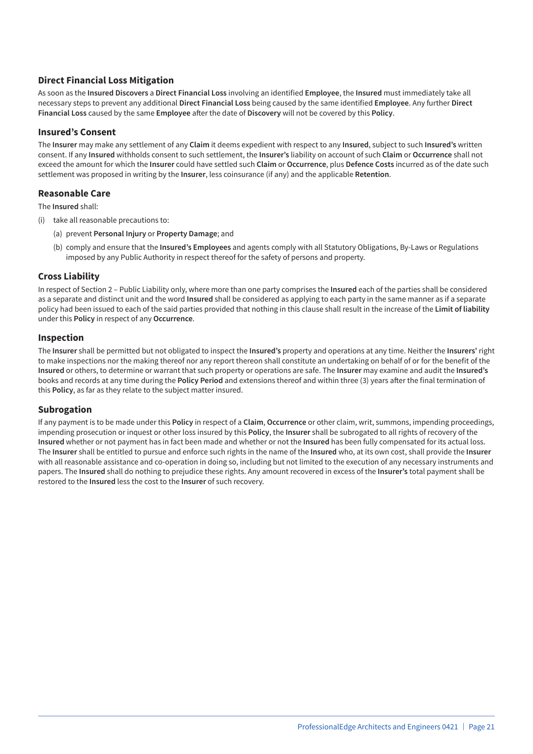## Direct Financial Loss Mitigation

As soon as the **Insured Discovers** a **Direct Financial Loss** involving an identified **Employee**, the **Insured** must immediately take all necessary steps to prevent any additional **Direct Financial Loss** being caused by the same identified **Employee**. Any further **Direct Financial Loss** caused by the same **Employee** after the date of **Discovery** will not be covered by this **Policy**.

## Insured's Consent

The **Insurer** may make any settlement of any **Claim** it deems expedient with respect to any **Insured**, subject to such **Insured's** written consent. If any **Insured** withholds consent to such settlement, the **Insurer's** liability on account of such **Claim** or **Occurrence** shall not exceed the amount for which the **Insurer** could have settled such **Claim** or **Occurrence**, plus **Defence Costs** incurred as of the date such settlement was proposed in writing by the **Insurer**, less coinsurance (if any) and the applicable **Retention**.

## Reasonable Care

The **Insured** shall:

(i) take all reasonable precautions to:

  (a) prevent **Personal Injury** or **Property Damage**; and

  (b) comply and ensure that the **Insured's Employees** and agents comply with all Statutory Obligations, By-Laws or Regulations imposed by any Public Authority in respect thereof for the safety of persons and property.

## Cross Liability

In respect of Section 2 – Public Liability only, where more than one party comprises the **Insured** each of the parties shall be considered as a separate and distinct unit and the word **Insured** shall be considered as applying to each party in the same manner as if a separate policy had been issued to each of the said parties provided that nothing in this clause shall result in the increase of the **Limit of liability** under this **Policy** in respect of any **Occurrence**.

## Inspection

The **Insurer** shall be permitted but not obligated to inspect the **Insured's** property and operations at any time. Neither the **Insurers'** right to make inspections nor the making thereof nor any report thereon shall constitute an undertaking on behalf of or for the benefit of the **Insured** or others, to determine or warrant that such property or operations are safe. The **Insurer** may examine and audit the **Insured's** books and records at any time during the **Policy Period** and extensions thereof and within three (3) years after the final termination of this **Policy**, as far as they relate to the subject matter insured.

## Subrogation

If any payment is to be made under this **Policy** in respect of a **Claim**, **Occurrence** or other claim, writ, summons, impending proceedings, impending prosecution or inquest or other loss insured by this **Policy**, the **Insurer** shall be subrogated to all rights of recovery of the **Insured** whether or not payment has in fact been made and whether or not the **Insured** has been fully compensated for its actual loss. The **Insurer** shall be entitled to pursue and enforce such rights in the name of the **Insured** who, at its own cost, shall provide the **Insurer** with all reasonable assistance and co-operation in doing so, including but not limited to the execution of any necessary instruments and papers. The **Insured** shall do nothing to prejudice these rights. Any amount recovered in excess of the **Insurer's** total payment shall be restored to the **Insured** less the cost to the **Insurer** of such recovery.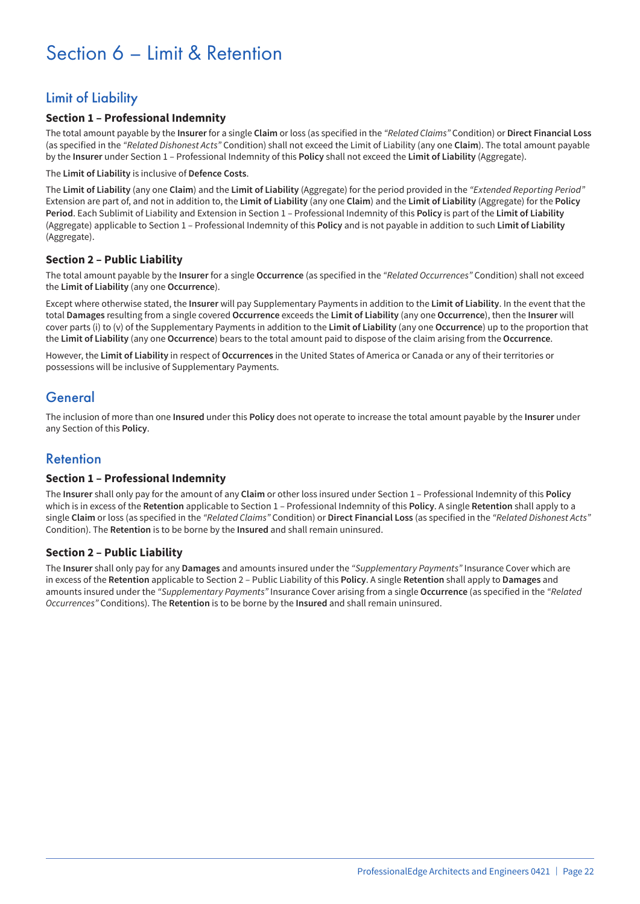# Section 6 – Limit & Retention

## Limit of Liability

### Section 1 – Professional Indemnity

The total amount payable by the **Insurer** for a single **Claim** or loss (as specified in the *"Related Claims"* Condition) or **Direct Financial Loss** (as specified in the *"Related Dishonest Acts"* Condition) shall not exceed the Limit of Liability (any one **Claim**). The total amount payable by the **Insurer** under Section 1 – Professional Indemnity of this **Policy** shall not exceed the **Limit of Liability** (Aggregate).

The **Limit of Liability** is inclusive of **Defence Costs**.

The **Limit of Liability** (any one **Claim**) and the **Limit of Liability** (Aggregate) for the period provided in the *"Extended Reporting Period"* Extension are part of, and not in addition to, the **Limit of Liability** (any one **Claim**) and the **Limit of Liability** (Aggregate) for the **Policy Period**. Each Sublimit of Liability and Extension in Section 1 – Professional Indemnity of this **Policy** is part of the **Limit of Liability** (Aggregate) applicable to Section 1 – Professional Indemnity of this **Policy** and is not payable in addition to such **Limit of Liability** (Aggregate).

### Section 2 – Public Liability

The total amount payable by the **Insurer** for a single **Occurrence** (as specified in the *"Related Occurrences"* Condition) shall not exceed the **Limit of Liability** (any one **Occurrence**).

Except where otherwise stated, the **Insurer** will pay Supplementary Payments in addition to the **Limit of Liability**. In the event that the total **Damages** resulting from a single covered **Occurrence** exceeds the **Limit of Liability** (any one **Occurrence**), then the **Insurer** will cover parts (i) to (v) of the Supplementary Payments in addition to the **Limit of Liability** (any one **Occurrence**) up to the proportion that the **Limit of Liability** (any one **Occurrence**) bears to the total amount paid to dispose of the claim arising from the **Occurrence**.

However, the **Limit of Liability** in respect of **Occurrences** in the United States of America or Canada or any of their territories or possessions will be inclusive of Supplementary Payments.

## General

The inclusion of more than one **Insured** under this **Policy** does not operate to increase the total amount payable by the **Insurer** under any Section of this **Policy**.

## Retention

### Section 1 – Professional Indemnity

The **Insurer** shall only pay for the amount of any **Claim** or other loss insured under Section 1 – Professional Indemnity of this **Policy** which is in excess of the **Retention** applicable to Section 1 – Professional Indemnity of this **Policy**. A single **Retention** shall apply to a single **Claim** or loss (as specified in the *"Related Claims"* Condition) or **Direct Financial Loss** (as specified in the *"Related Dishonest Acts"* Condition). The **Retention** is to be borne by the **Insured** and shall remain uninsured.

### Section 2 – Public Liability

The **Insurer** shall only pay for any **Damages** and amounts insured under the *"Supplementary Payments"* Insurance Cover which are in excess of the **Retention** applicable to Section 2 – Public Liability of this **Policy**. A single **Retention** shall apply to **Damages** and amounts insured under the *"Supplementary Payments"* Insurance Cover arising from a single **Occurrence** (as specified in the *"Related Occurrences"* Conditions). The **Retention** is to be borne by the **Insured** and shall remain uninsured.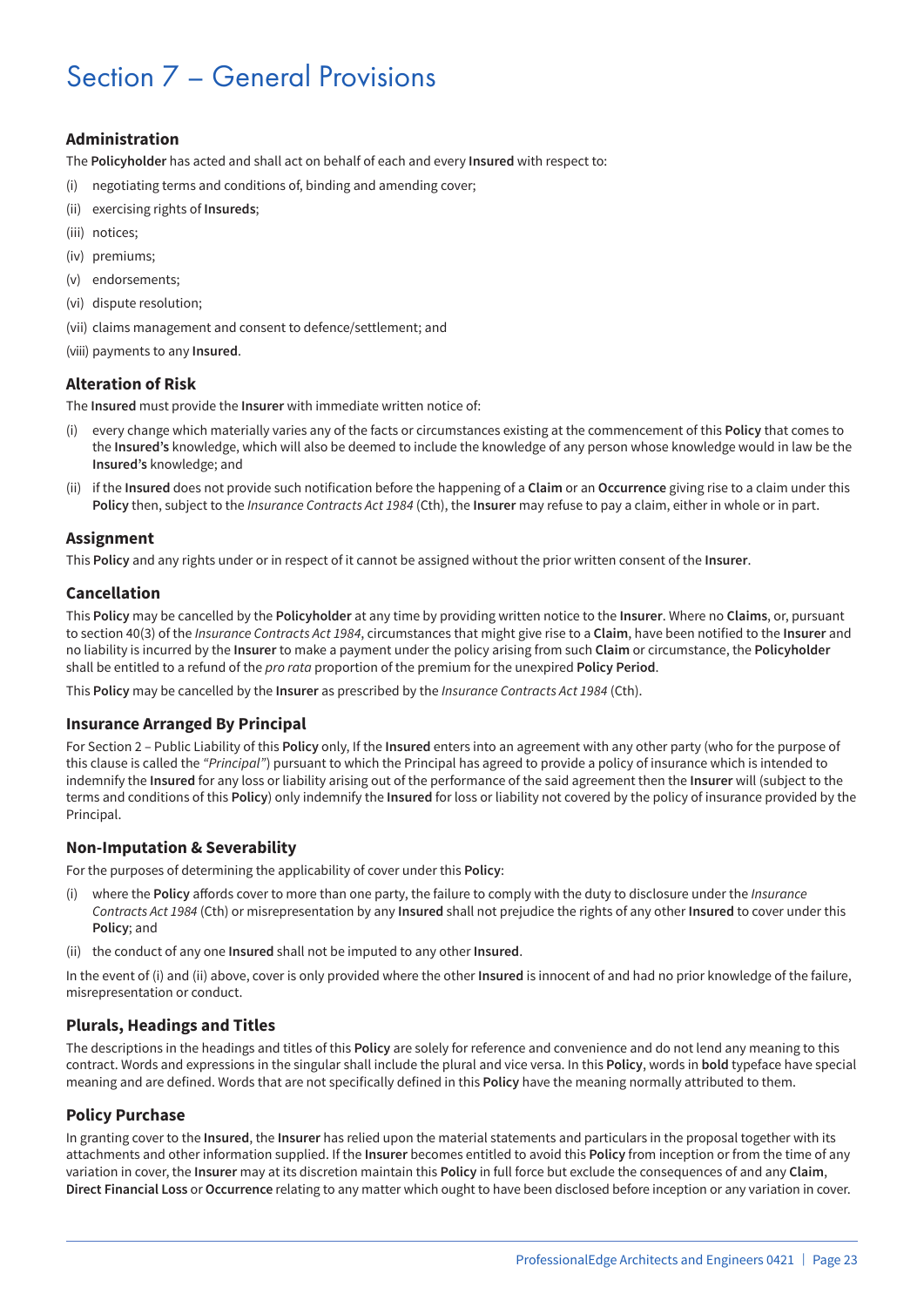# Section 7 – General Provisions

## Administration

The **Policyholder** has acted and shall act on behalf of each and every **Insured** with respect to:

(i) negotiating terms and conditions of, binding and amending cover;

(ii) exercising rights of **Insureds**;

(iii) notices;

(iv) premiums;

(v) endorsements;

(vi) dispute resolution;

(vii) claims management and consent to defence/settlement; and

(viii) payments to any **Insured**.

## Alteration of Risk

The **Insured** must provide the **Insurer** with immediate written notice of:

(i) every change which materially varies any of the facts or circumstances existing at the commencement of this **Policy** that comes to the **Insured's** knowledge, which will also be deemed to include the knowledge of any person whose knowledge would in law be the **Insured's** knowledge; and

(ii) if the **Insured** does not provide such notification before the happening of a **Claim** or an **Occurrence** giving rise to a claim under this **Policy** then, subject to the *Insurance Contracts Act 1984* (Cth), the **Insurer** may refuse to pay a claim, either in whole or in part.

## Assignment

This **Policy** and any rights under or in respect of it cannot be assigned without the prior written consent of the **Insurer**.

## Cancellation

This **Policy** may be cancelled by the **Policyholder** at any time by providing written notice to the **Insurer**. Where no **Claims**, or, pursuant to section 40(3) of the *Insurance Contracts Act 1984*, circumstances that might give rise to a **Claim**, have been notified to the **Insurer** and no liability is incurred by the **Insurer** to make a payment under the policy arising from such **Claim** or circumstance, the **Policyholder** shall be entitled to a refund of the *pro rata* proportion of the premium for the unexpired **Policy Period**.

This **Policy** may be cancelled by the **Insurer** as prescribed by the *Insurance Contracts Act 1984* (Cth).

## Insurance Arranged By Principal

For Section 2 – Public Liability of this **Policy** only, If the **Insured** enters into an agreement with any other party (who for the purpose of this clause is called the *"Principal"*) pursuant to which the Principal has agreed to provide a policy of insurance which is intended to indemnify the **Insured** for any loss or liability arising out of the performance of the said agreement then the **Insurer** will (subject to the terms and conditions of this **Policy**) only indemnify the **Insured** for loss or liability not covered by the policy of insurance provided by the Principal.

## Non-Imputation & Severability

For the purposes of determining the applicability of cover under this **Policy**:

(i) where the **Policy** affords cover to more than one party, the failure to comply with the duty to disclosure under the *Insurance Contracts Act 1984* (Cth) or misrepresentation by any **Insured** shall not prejudice the rights of any other **Insured** to cover under this **Policy**; and

(ii) the conduct of any one **Insured** shall not be imputed to any other **Insured**.

In the event of (i) and (ii) above, cover is only provided where the other **Insured** is innocent of and had no prior knowledge of the failure, misrepresentation or conduct.

## Plurals, Headings and Titles

The descriptions in the headings and titles of this **Policy** are solely for reference and convenience and do not lend any meaning to this contract. Words and expressions in the singular shall include the plural and vice versa. In this **Policy**, words in **bold** typeface have special meaning and are defined. Words that are not specifically defined in this **Policy** have the meaning normally attributed to them.

## Policy Purchase

In granting cover to the **Insured**, the **Insurer** has relied upon the material statements and particulars in the proposal together with its attachments and other information supplied. If the **Insurer** becomes entitled to avoid this **Policy** from inception or from the time of any variation in cover, the **Insurer** may at its discretion maintain this **Policy** in full force but exclude the consequences of and any **Claim**, **Direct Financial Loss** or **Occurrence** relating to any matter which ought to have been disclosed before inception or any variation in cover.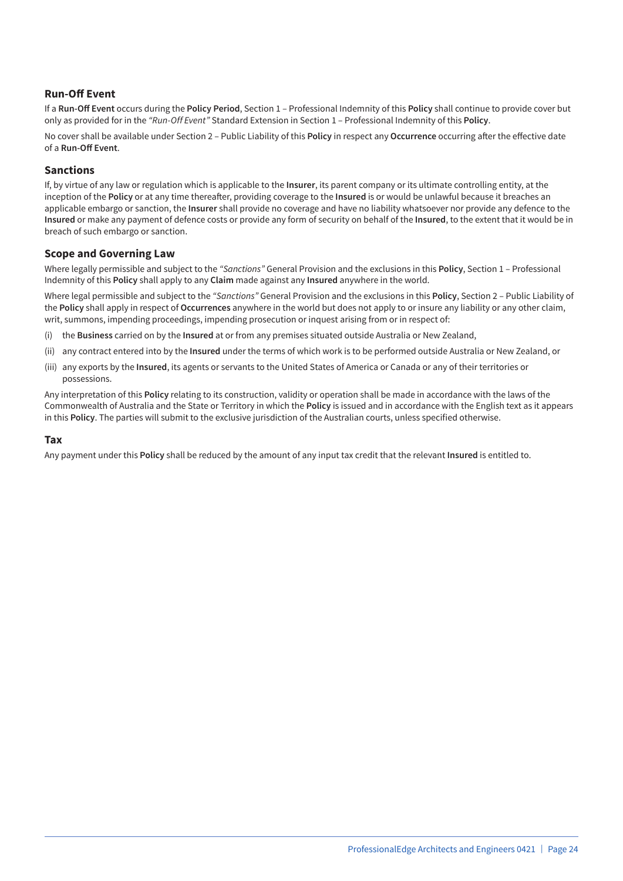## Run-Off Event

If a **Run-Off Event** occurs during the **Policy Period**, Section 1 – Professional Indemnity of this **Policy** shall continue to provide cover but only as provided for in the *"Run-Off Event"* Standard Extension in Section 1 – Professional Indemnity of this **Policy**.

No cover shall be available under Section 2 – Public Liability of this **Policy** in respect any **Occurrence** occurring after the effective date of a **Run-Off Event**.

## Sanctions

If, by virtue of any law or regulation which is applicable to the **Insurer**, its parent company or its ultimate controlling entity, at the inception of the **Policy** or at any time thereafter, providing coverage to the **Insured** is or would be unlawful because it breaches an applicable embargo or sanction, the **Insurer** shall provide no coverage and have no liability whatsoever nor provide any defence to the **Insured** or make any payment of defence costs or provide any form of security on behalf of the **Insured**, to the extent that it would be in breach of such embargo or sanction.

## Scope and Governing Law

Where legally permissible and subject to the *"Sanctions"* General Provision and the exclusions in this **Policy**, Section 1 – Professional Indemnity of this **Policy** shall apply to any **Claim** made against any **Insured** anywhere in the world.

Where legal permissible and subject to the *"Sanctions"* General Provision and the exclusions in this **Policy**, Section 2 – Public Liability of the **Policy** shall apply in respect of **Occurrences** anywhere in the world but does not apply to or insure any liability or any other claim, writ, summons, impending proceedings, impending prosecution or inquest arising from or in respect of:

(i) the **Business** carried on by the **Insured** at or from any premises situated outside Australia or New Zealand,

(ii) any contract entered into by the **Insured** under the terms of which work is to be performed outside Australia or New Zealand, or

(iii) any exports by the **Insured**, its agents or servants to the United States of America or Canada or any of their territories or possessions.

Any interpretation of this **Policy** relating to its construction, validity or operation shall be made in accordance with the laws of the Commonwealth of Australia and the State or Territory in which the **Policy** is issued and in accordance with the English text as it appears in this **Policy**. The parties will submit to the exclusive jurisdiction of the Australian courts, unless specified otherwise.

## Tax

Any payment under this **Policy** shall be reduced by the amount of any input tax credit that the relevant **Insured** is entitled to.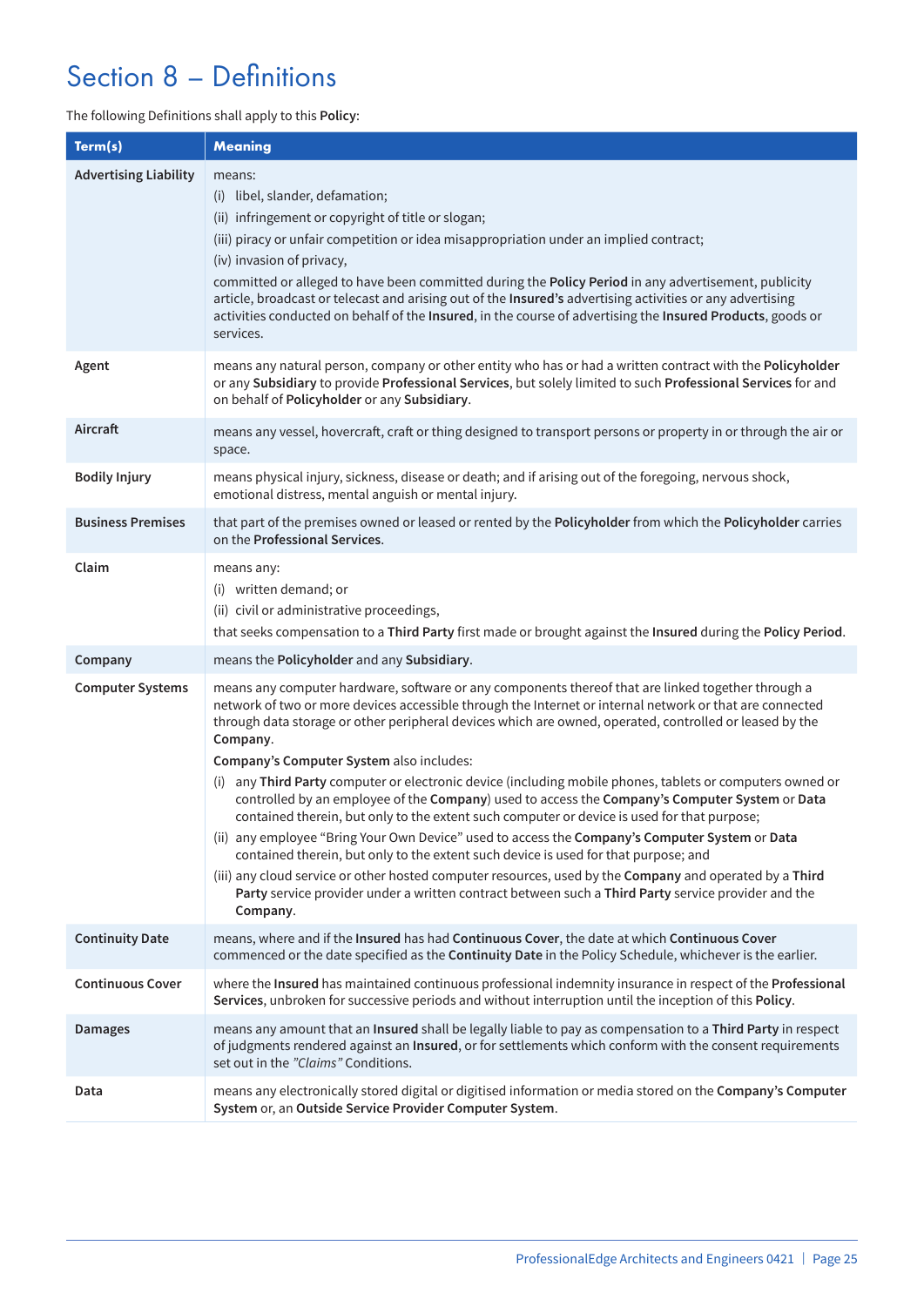# Section 8 – Definitions

The following Definitions shall apply to this **Policy**:

| Term(s) | Meaning |
|---|---|
| **Advertising Liability** | means:<br>(i) libel, slander, defamation;<br>(ii) infringement or copyright of title or slogan;<br>(iii) piracy or unfair competition or idea misappropriation under an implied contract;<br>(iv) invasion of privacy,<br>committed or alleged to have been committed during the **Policy Period** in any advertisement, publicity article, broadcast or telecast and arising out of the **Insured's** advertising activities or any advertising activities conducted on behalf of the **Insured**, in the course of advertising the **Insured Products**, goods or services. |
| **Agent** | means any natural person, company or other entity who has or had a written contract with the **Policyholder** or any **Subsidiary** to provide **Professional Services**, but solely limited to such **Professional Services** for and on behalf of **Policyholder** or any **Subsidiary**. |
| **Aircraft** | means any vessel, hovercraft, craft or thing designed to transport persons or property in or through the air or space. |
| **Bodily Injury** | means physical injury, sickness, disease or death; and if arising out of the foregoing, nervous shock, emotional distress, mental anguish or mental injury. |
| **Business Premises** | that part of the premises owned or leased or rented by the **Policyholder** from which the **Policyholder** carries on the **Professional Services**. |
| **Claim** | means any:<br>(i) written demand; or<br>(ii) civil or administrative proceedings,<br>that seeks compensation to a **Third Party** first made or brought against the **Insured** during the **Policy Period**. |
| **Company** | means the **Policyholder** and any **Subsidiary**. |
| **Computer Systems** | means any computer hardware, software or any components thereof that are linked together through a network of two or more devices accessible through the Internet or internal network or that are connected through data storage or other peripheral devices which are owned, operated, controlled or leased by the **Company**.<br>**Company's Computer System** also includes:<br>(i) any **Third Party** computer or electronic device (including mobile phones, tablets or computers owned or controlled by an employee of the **Company**) used to access the **Company's Computer System** or **Data** contained therein, but only to the extent such computer or device is used for that purpose;<br>(ii) any employee "Bring Your Own Device" used to access the **Company's Computer System** or **Data** contained therein, but only to the extent such device is used for that purpose; and<br>(iii) any cloud service or other hosted computer resources, used by the **Company** and operated by a **Third Party** service provider under a written contract between such a **Third Party** service provider and the **Company**. |
| **Continuity Date** | means, where and if the **Insured** has had **Continuous Cover**, the date at which **Continuous Cover** commenced or the date specified as the **Continuity Date** in the Policy Schedule, whichever is the earlier. |
| **Continuous Cover** | where the **Insured** has maintained continuous professional indemnity insurance in respect of the **Professional Services**, unbroken for successive periods and without interruption until the inception of this **Policy**. |
| **Damages** | means any amount that an **Insured** shall be legally liable to pay as compensation to a **Third Party** in respect of judgments rendered against an **Insured**, or for settlements which conform with the consent requirements set out in the *"Claims"* Conditions. |
| **Data** | means any electronically stored digital or digitised information or media stored on the **Company's Computer System** or, an **Outside Service Provider Computer System**. |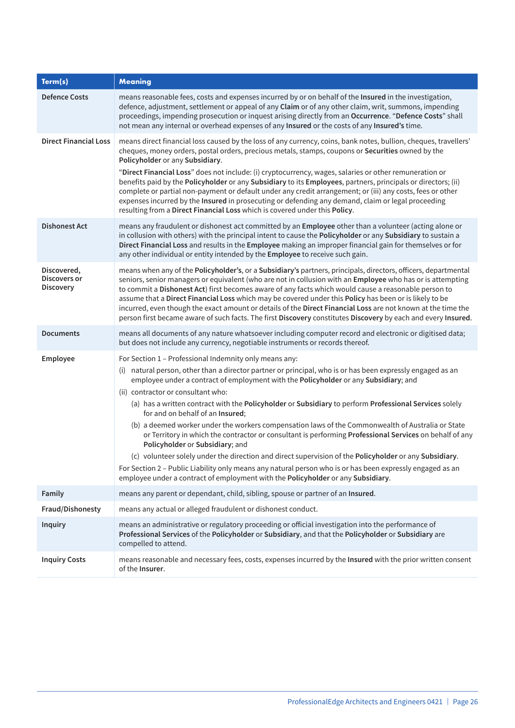| Term(s) | Meaning |
|---|---|
| **Defence Costs** | means reasonable fees, costs and expenses incurred by or on behalf of the **Insured** in the investigation, defence, adjustment, settlement or appeal of any **Claim** or of any other claim, writ, summons, impending proceedings, impending prosecution or inquest arising directly from an **Occurrence**. "**Defence Costs**" shall not mean any internal or overhead expenses of any **Insured** or the costs of any **Insured's** time. |
| **Direct Financial Loss** | means direct financial loss caused by the loss of any currency, coins, bank notes, bullion, cheques, travellers' cheques, money orders, postal orders, precious metals, stamps, coupons or **Securities** owned by the **Policyholder** or any **Subsidiary**.<br><br>"**Direct Financial Loss**" does not include: (i) cryptocurrency, wages, salaries or other remuneration or benefits paid by the **Policyholder** or any **Subsidiary** to its **Employees**, partners, principals or directors; (ii) complete or partial non-payment or default under any credit arrangement; or (iii) any costs, fees or other expenses incurred by the **Insured** in prosecuting or defending any demand, claim or legal proceeding resulting from a **Direct Financial Loss** which is covered under this **Policy**. |
| **Dishonest Act** | means any fraudulent or dishonest act committed by an **Employee** other than a volunteer (acting alone or in collusion with others) with the principal intent to cause the **Policyholder** or any **Subsidiary** to sustain a **Direct Financial Loss** and results in the **Employee** making an improper financial gain for themselves or for any other individual or entity intended by the **Employee** to receive such gain. |
| **Discovered, Discovers or Discovery** | means when any of the **Policyholder's**, or a **Subsidiary's** partners, principals, directors, officers, departmental seniors, senior managers or equivalent (who are not in collusion with an **Employee** who has or is attempting to commit a **Dishonest Act**) first becomes aware of any facts which would cause a reasonable person to assume that a **Direct Financial Loss** which may be covered under this **Policy** has been or is likely to be incurred, even though the exact amount or details of the **Direct Financial Loss** are not known at the time the person first became aware of such facts. The first **Discovery** constitutes **Discovery** by each and every **Insured**. |
| **Documents** | means all documents of any nature whatsoever including computer record and electronic or digitised data; but does not include any currency, negotiable instruments or records thereof. |
| **Employee** | For Section 1 – Professional Indemnity only means any:<br>(i) natural person, other than a director partner or principal, who is or has been expressly engaged as an employee under a contract of employment with the **Policyholder** or any **Subsidiary**; and<br>(ii) contractor or consultant who:<br>(a) has a written contract with the **Policyholder** or **Subsidiary** to perform **Professional Services** solely for and on behalf of an **Insured**;<br>(b) a deemed worker under the workers compensation laws of the Commonwealth of Australia or State or Territory in which the contractor or consultant is performing **Professional Services** on behalf of any **Policyholder** or **Subsidiary**; and<br>(c) volunteer solely under the direction and direct supervision of the **Policyholder** or any **Subsidiary**.<br>For Section 2 – Public Liability only means any natural person who is or has been expressly engaged as an employee under a contract of employment with the **Policyholder** or any **Subsidiary**. |
| **Family** | means any parent or dependant, child, sibling, spouse or partner of an **Insured**. |
| **Fraud/Dishonesty** | means any actual or alleged fraudulent or dishonest conduct. |
| **Inquiry** | means an administrative or regulatory proceeding or official investigation into the performance of **Professional Services** of the **Policyholder** or **Subsidiary**, and that the **Policyholder** or **Subsidiary** are compelled to attend. |
| **Inquiry Costs** | means reasonable and necessary fees, costs, expenses incurred by the **Insured** with the prior written consent of the **Insurer**. |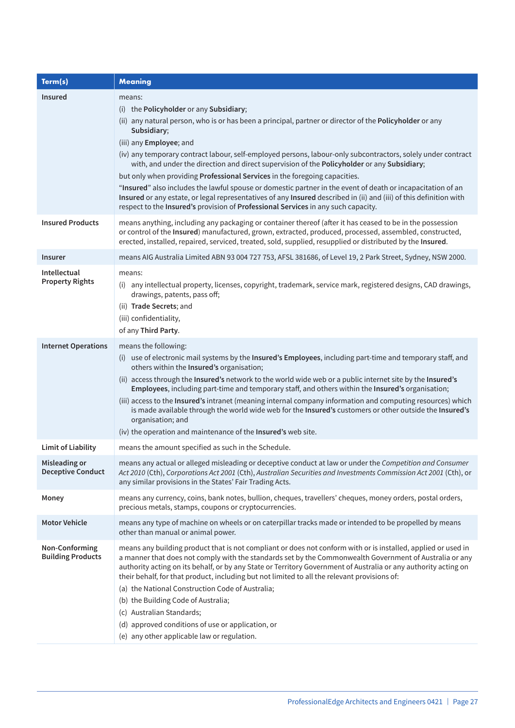| Term(s) | Meaning |
|---|---|
| **Insured** | means:<br>(i) the **Policyholder** or any **Subsidiary**;<br>(ii) any natural person, who is or has been a principal, partner or director of the **Policyholder** or any **Subsidiary**;<br>(iii) any **Employee**; and<br>(iv) any temporary contract labour, self-employed persons, labour-only subcontractors, solely under contract with, and under the direction and direct supervision of the **Policyholder** or any **Subsidiary**;<br>but only when providing **Professional Services** in the foregoing capacities.<br>"**Insured**" also includes the lawful spouse or domestic partner in the event of death or incapacitation of an **Insured** or any estate, or legal representatives of any **Insured** described in (ii) and (iii) of this definition with respect to the **Insured's** provision of **Professional Services** in any such capacity. |
| **Insured Products** | means anything, including any packaging or container thereof (after it has ceased to be in the possession or control of the **Insured**) manufactured, grown, extracted, produced, processed, assembled, constructed, erected, installed, repaired, serviced, treated, sold, supplied, resupplied or distributed by the **Insured**. |
| **Insurer** | means AIG Australia Limited ABN 93 004 727 753, AFSL 381686, of Level 19, 2 Park Street, Sydney, NSW 2000. |
| **Intellectual Property Rights** | means:<br>(i) any intellectual property, licenses, copyright, trademark, service mark, registered designs, CAD drawings, drawings, patents, pass off;<br>(ii) **Trade Secrets**; and<br>(iii) confidentiality,<br>of any **Third Party**. |
| **Internet Operations** | means the following:<br>(i) use of electronic mail systems by the **Insured's Employees**, including part-time and temporary staff, and others within the **Insured's** organisation;<br>(ii) access through the **Insured's** network to the world wide web or a public internet site by the **Insured's Employees**, including part-time and temporary staff, and others within the **Insured's** organisation;<br>(iii) access to the **Insured's** intranet (meaning internal company information and computing resources) which is made available through the world wide web for the **Insured's** customers or other outside the **Insured's** organisation; and<br>(iv) the operation and maintenance of the **Insured's** web site. |
| **Limit of Liability** | means the amount specified as such in the Schedule. |
| **Misleading or Deceptive Conduct** | means any actual or alleged misleading or deceptive conduct at law or under the *Competition and Consumer Act 2010* (Cth), *Corporations Act 2001* (Cth), *Australian Securities and Investments Commission Act 2001* (Cth), or any similar provisions in the States' Fair Trading Acts. |
| **Money** | means any currency, coins, bank notes, bullion, cheques, travellers' cheques, money orders, postal orders, precious metals, stamps, coupons or cryptocurrencies. |
| **Motor Vehicle** | means any type of machine on wheels or on caterpillar tracks made or intended to be propelled by means other than manual or animal power. |
| **Non-Conforming Building Products** | means any building product that is not compliant or does not conform with or is installed, applied or used in a manner that does not comply with the standards set by the Commonwealth Government of Australia or any authority acting on its behalf, or by any State or Territory Government of Australia or any authority acting on their behalf, for that product, including but not limited to all the relevant provisions of:<br>(a) the National Construction Code of Australia;<br>(b) the Building Code of Australia;<br>(c) Australian Standards;<br>(d) approved conditions of use or application, or<br>(e) any other applicable law or regulation. |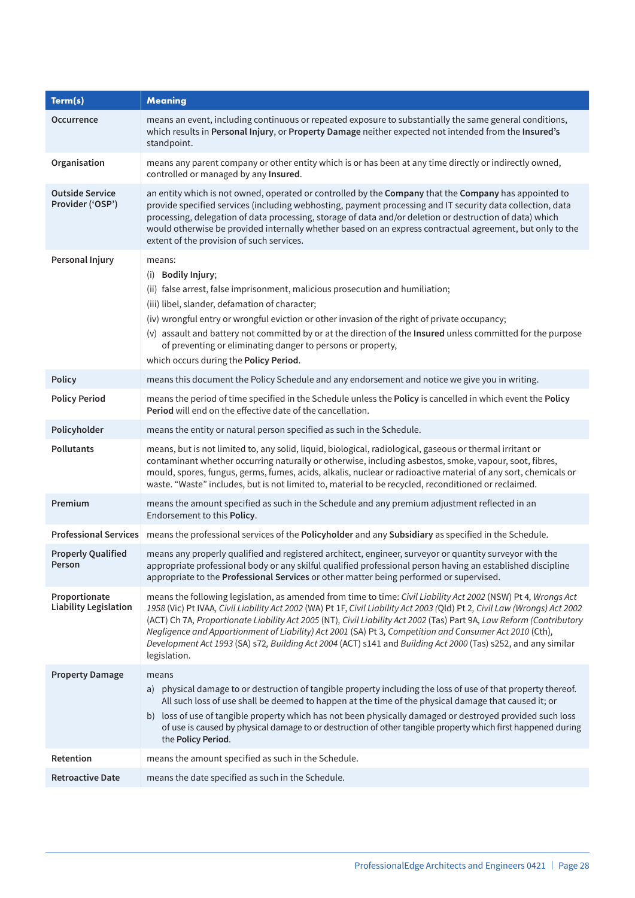| Term(s) | Meaning |
|---|---|
| **Occurrence** | means an event, including continuous or repeated exposure to substantially the same general conditions, which results in **Personal Injury**, or **Property Damage** neither expected not intended from the **Insured's** standpoint. |
| **Organisation** | means any parent company or other entity which is or has been at any time directly or indirectly owned, controlled or managed by any **Insured**. |
| **Outside Service Provider ('OSP')** | an entity which is not owned, operated or controlled by the **Company** that the **Company** has appointed to provide specified services (including webhosting, payment processing and IT security data collection, data processing, delegation of data processing, storage of data and/or deletion or destruction of data) which would otherwise be provided internally whether based on an express contractual agreement, but only to the extent of the provision of such services. |
| **Personal Injury** | means:<br>(i) **Bodily Injury**;<br>(ii) false arrest, false imprisonment, malicious prosecution and humiliation;<br>(iii) libel, slander, defamation of character;<br>(iv) wrongful entry or wrongful eviction or other invasion of the right of private occupancy;<br>(v) assault and battery not committed by or at the direction of the **Insured** unless committed for the purpose of preventing or eliminating danger to persons or property,<br>which occurs during the **Policy Period**. |
| **Policy** | means this document the Policy Schedule and any endorsement and notice we give you in writing. |
| **Policy Period** | means the period of time specified in the Schedule unless the **Policy** is cancelled in which event the **Policy Period** will end on the effective date of the cancellation. |
| **Policyholder** | means the entity or natural person specified as such in the Schedule. |
| **Pollutants** | means, but is not limited to, any solid, liquid, biological, radiological, gaseous or thermal irritant or contaminant whether occurring naturally or otherwise, including asbestos, smoke, vapour, soot, fibres, mould, spores, fungus, germs, fumes, acids, alkalis, nuclear or radioactive material of any sort, chemicals or waste. "Waste" includes, but is not limited to, material to be recycled, reconditioned or reclaimed. |
| **Premium** | means the amount specified as such in the Schedule and any premium adjustment reflected in an Endorsement to this **Policy**. |
| **Professional Services** | means the professional services of the **Policyholder** and any **Subsidiary** as specified in the Schedule. |
| **Properly Qualified Person** | means any properly qualified and registered architect, engineer, surveyor or quantity surveyor with the appropriate professional body or any skilful qualified professional person having an established discipline appropriate to the **Professional Services** or other matter being performed or supervised. |
| **Proportionate Liability Legislation** | means the following legislation, as amended from time to time: *Civil Liability Act 2002* (NSW) Pt 4, *Wrongs Act 1958* (Vic) Pt IVAA, *Civil Liability Act 2002* (WA) Pt 1F, *Civil Liability Act 2003* (Qld) Pt 2, *Civil Law (Wrongs) Act 2002* (ACT) Ch 7A, *Proportionate Liability Act 2005* (NT), *Civil Liability Act 2002* (Tas) Part 9A, *Law Reform (Contributory Negligence and Apportionment of Liability) Act 2001* (SA) Pt 3, *Competition and Consumer Act 2010* (Cth), *Development Act 1993* (SA) s72, *Building Act 2004* (ACT) s141 and *Building Act 2000* (Tas) s252, and any similar legislation. |
| **Property Damage** | means<br>a) physical damage to or destruction of tangible property including the loss of use of that property thereof. All such loss of use shall be deemed to happen at the time of the physical damage that caused it; or<br>b) loss of use of tangible property which has not been physically damaged or destroyed provided such loss of use is caused by physical damage to or destruction of other tangible property which first happened during the **Policy Period**. |
| **Retention** | means the amount specified as such in the Schedule. |
| **Retroactive Date** | means the date specified as such in the Schedule. |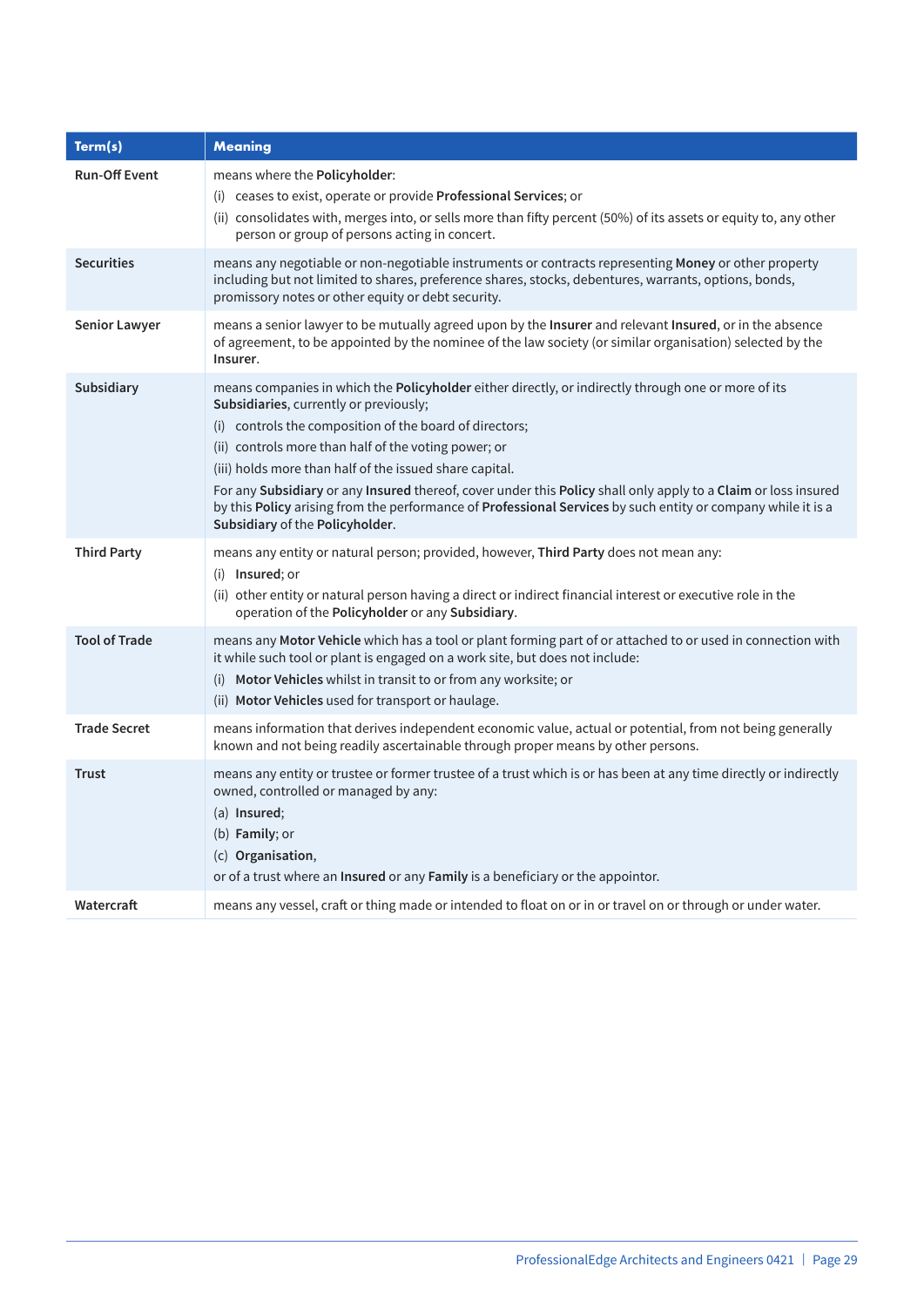| Term(s) | Meaning |
|---|---|
| **Run-Off Event** | means where the **Policyholder**:<br>(i) ceases to exist, operate or provide **Professional Services**; or<br>(ii) consolidates with, merges into, or sells more than fifty percent (50%) of its assets or equity to, any other person or group of persons acting in concert. |
| **Securities** | means any negotiable or non-negotiable instruments or contracts representing **Money** or other property including but not limited to shares, preference shares, stocks, debentures, warrants, options, bonds, promissory notes or other equity or debt security. |
| **Senior Lawyer** | means a senior lawyer to be mutually agreed upon by the **Insurer** and relevant **Insured**, or in the absence of agreement, to be appointed by the nominee of the law society (or similar organisation) selected by the **Insurer**. |
| **Subsidiary** | means companies in which the **Policyholder** either directly, or indirectly through one or more of its **Subsidiaries**, currently or previously;<br>(i) controls the composition of the board of directors;<br>(ii) controls more than half of the voting power; or<br>(iii) holds more than half of the issued share capital.<br>For any **Subsidiary** or any **Insured** thereof, cover under this **Policy** shall only apply to a **Claim** or loss insured by this **Policy** arising from the performance of **Professional Services** by such entity or company while it is a **Subsidiary** of the **Policyholder**. |
| **Third Party** | means any entity or natural person; provided, however, **Third Party** does not mean any:<br>(i) **Insured**; or<br>(ii) other entity or natural person having a direct or indirect financial interest or executive role in the operation of the **Policyholder** or any **Subsidiary**. |
| **Tool of Trade** | means any **Motor Vehicle** which has a tool or plant forming part of or attached to or used in connection with it while such tool or plant is engaged on a work site, but does not include:<br>(i) **Motor Vehicles** whilst in transit to or from any worksite; or<br>(ii) **Motor Vehicles** used for transport or haulage. |
| **Trade Secret** | means information that derives independent economic value, actual or potential, from not being generally known and not being readily ascertainable through proper means by other persons. |
| **Trust** | means any entity or trustee or former trustee of a trust which is or has been at any time directly or indirectly owned, controlled or managed by any:<br>(a) **Insured**;<br>(b) **Family**; or<br>(c) **Organisation**,<br>or of a trust where an **Insured** or any **Family** is a beneficiary or the appointor. |
| **Watercraft** | means any vessel, craft or thing made or intended to float on or in or travel on or through or under water. |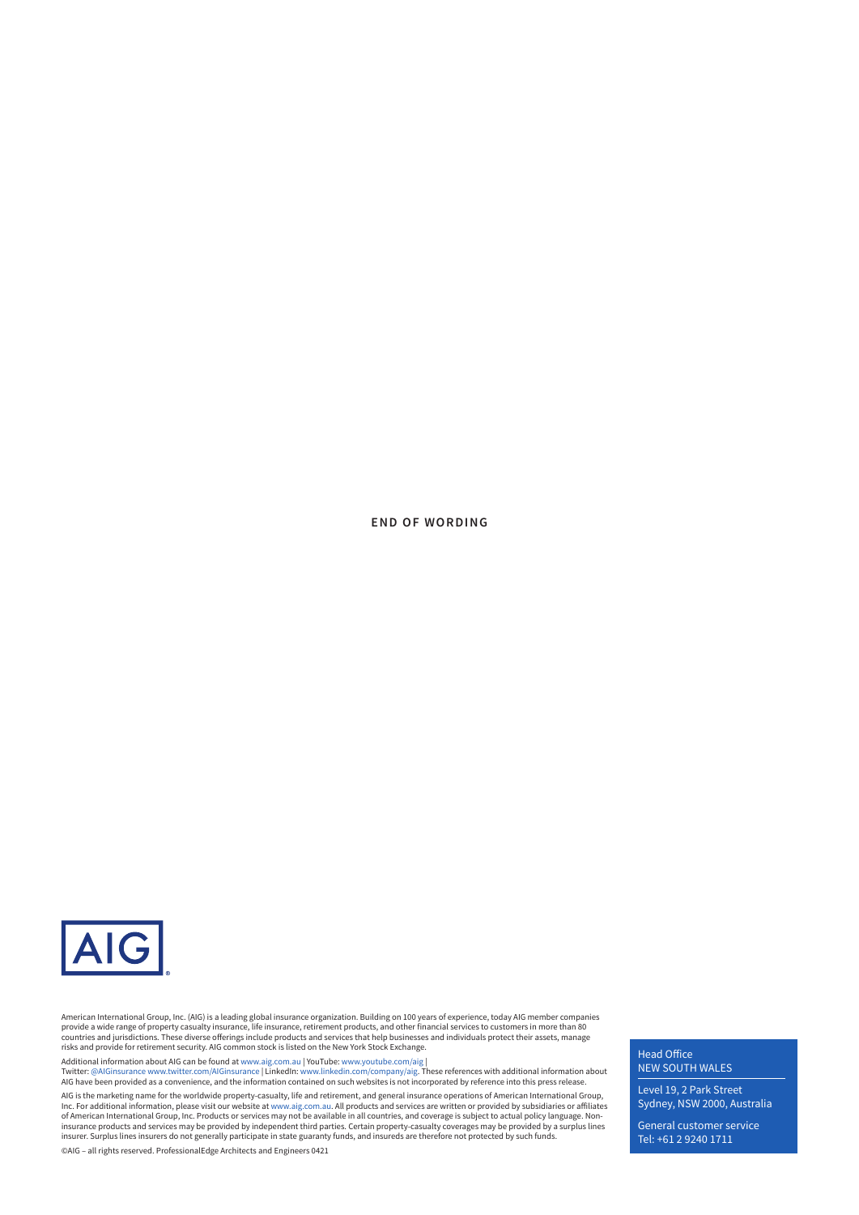**END OF WORDING**

AIG

American International Group, Inc. (AIG) is a leading global insurance organization. Building on 100 years of experience, today AIG member companies provide a wide range of property casualty insurance, life insurance, retirement products, and other financial services to customers in more than 80 countries and jurisdictions. These diverse offerings include products and services that help businesses and individuals protect their assets, manage risks and provide for retirement security. AIG common stock is listed on the New York Stock Exchange.

Additional information about AIG can be found at www.aig.com.au | YouTube: www.youtube.com/aig | Twitter: @AIGinsurance www.twitter.com/AIGinsurance | LinkedIn: www.linkedin.com/company/aig. These references with additional information about AIG have been provided as a convenience, and the information contained on such websites is not incorporated by reference into this press release.

AIG is the marketing name for the worldwide property-casualty, life and retirement, and general insurance operations of American International Group, Inc. For additional information, please visit our website at www.aig.com.au. All products and services are written or provided by subsidiaries or affiliates of American International Group, Inc. Products or services may not be available in all countries, and coverage is subject to actual policy language. Non-insurance products and services may be provided by independent third parties. Certain property-casualty coverages may be provided by a surplus lines insurer. Surplus lines insurers do not generally participate in state guaranty funds, and insureds are therefore not protected by such funds.

©AIG – all rights reserved. ProfessionalEdge Architects and Engineers 0421

Head Office
NEW SOUTH WALES

Level 19, 2 Park Street
Sydney, NSW 2000, Australia

General customer service
Tel: +61 2 9240 1711